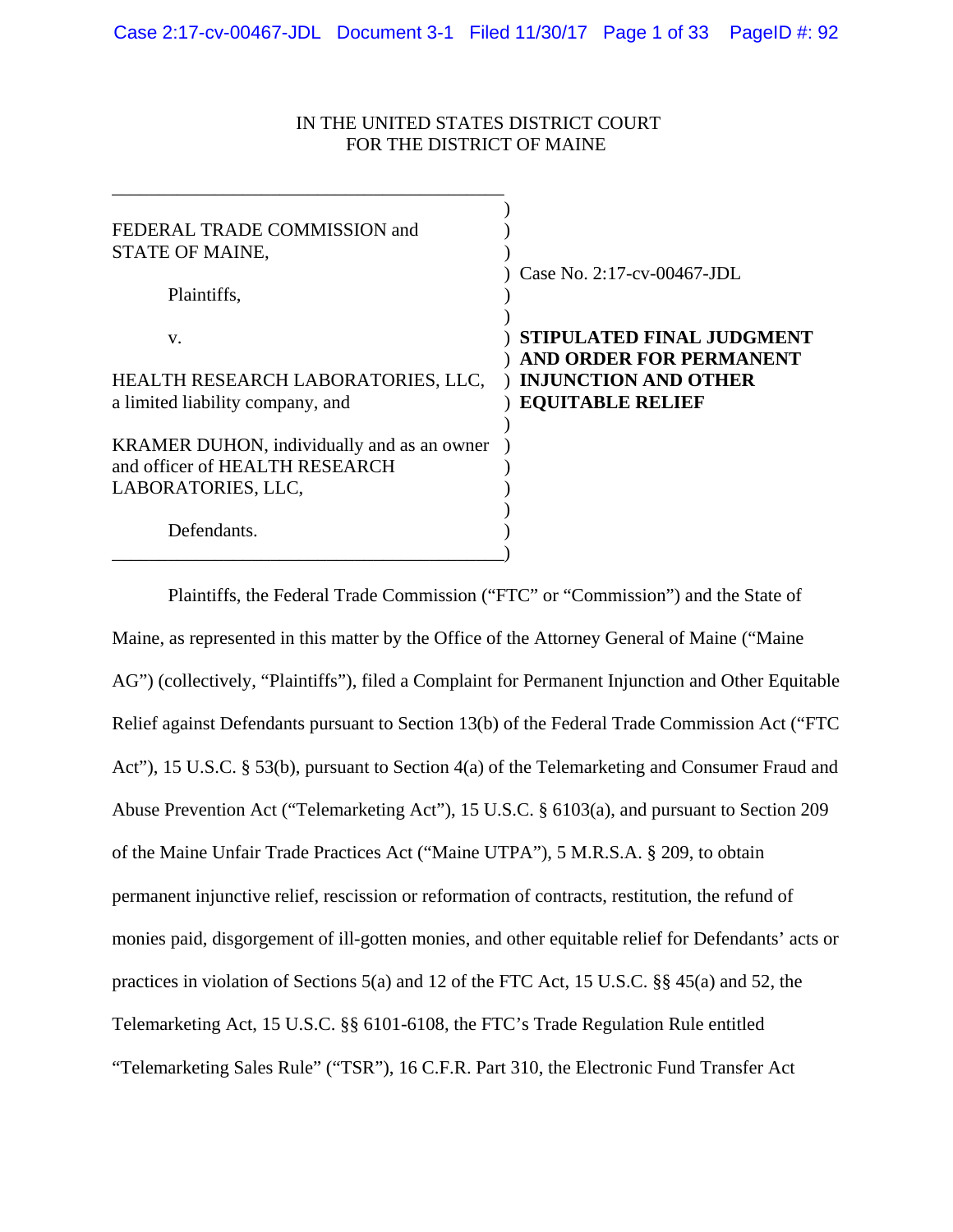IN THE UNITED STATES DISTRICT COURT
FOR THE DISTRICT OF MAINE

| | |
|---|---|
| FEDERAL TRADE COMMISSION and STATE OF MAINE,<br><br>Plaintiffs,<br><br>v.<br><br>HEALTH RESEARCH LABORATORIES, LLC, a limited liability company, and<br><br>KRAMER DUHON, individually and as an owner and officer of HEALTH RESEARCH LABORATORIES, LLC,<br><br>Defendants. | Case No. 2:17-cv-00467-JDL<br><br>**STIPULATED FINAL JUDGMENT AND ORDER FOR PERMANENT INJUNCTION AND OTHER EQUITABLE RELIEF** |

Plaintiffs, the Federal Trade Commission ("FTC" or "Commission") and the State of Maine, as represented in this matter by the Office of the Attorney General of Maine ("Maine AG") (collectively, "Plaintiffs"), filed a Complaint for Permanent Injunction and Other Equitable Relief against Defendants pursuant to Section 13(b) of the Federal Trade Commission Act ("FTC Act"), 15 U.S.C. § 53(b), pursuant to Section 4(a) of the Telemarketing and Consumer Fraud and Abuse Prevention Act ("Telemarketing Act"), 15 U.S.C. § 6103(a), and pursuant to Section 209 of the Maine Unfair Trade Practices Act ("Maine UTPA"), 5 M.R.S.A. § 209, to obtain permanent injunctive relief, rescission or reformation of contracts, restitution, the refund of monies paid, disgorgement of ill-gotten monies, and other equitable relief for Defendants' acts or practices in violation of Sections 5(a) and 12 of the FTC Act, 15 U.S.C. §§ 45(a) and 52, the Telemarketing Act, 15 U.S.C. §§ 6101-6108, the FTC's Trade Regulation Rule entitled "Telemarketing Sales Rule" ("TSR"), 16 C.F.R. Part 310, the Electronic Fund Transfer Act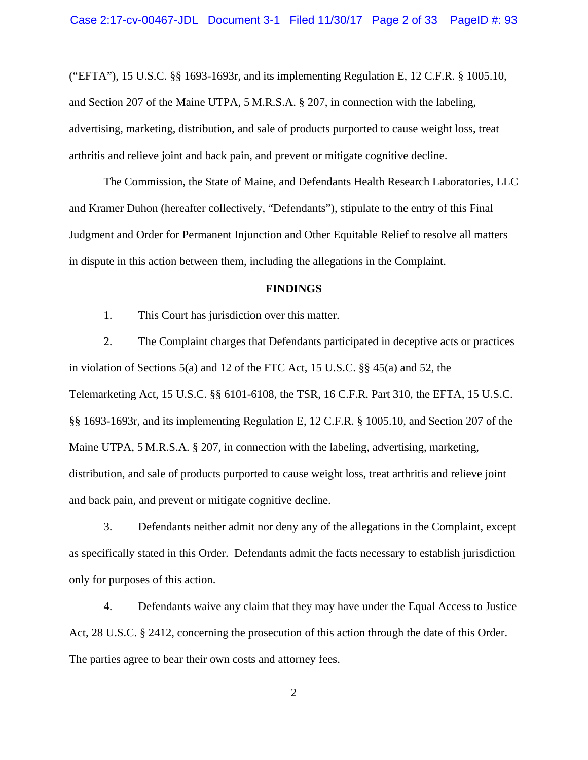("EFTA"), 15 U.S.C. §§ 1693-1693r, and its implementing Regulation E, 12 C.F.R. § 1005.10, and Section 207 of the Maine UTPA, 5 M.R.S.A. § 207, in connection with the labeling, advertising, marketing, distribution, and sale of products purported to cause weight loss, treat arthritis and relieve joint and back pain, and prevent or mitigate cognitive decline.

The Commission, the State of Maine, and Defendants Health Research Laboratories, LLC and Kramer Duhon (hereafter collectively, "Defendants"), stipulate to the entry of this Final Judgment and Order for Permanent Injunction and Other Equitable Relief to resolve all matters in dispute in this action between them, including the allegations in the Complaint.

## FINDINGS

1. This Court has jurisdiction over this matter.

2. The Complaint charges that Defendants participated in deceptive acts or practices in violation of Sections 5(a) and 12 of the FTC Act, 15 U.S.C. §§ 45(a) and 52, the Telemarketing Act, 15 U.S.C. §§ 6101-6108, the TSR, 16 C.F.R. Part 310, the EFTA, 15 U.S.C. §§ 1693-1693r, and its implementing Regulation E, 12 C.F.R. § 1005.10, and Section 207 of the Maine UTPA, 5 M.R.S.A. § 207, in connection with the labeling, advertising, marketing, distribution, and sale of products purported to cause weight loss, treat arthritis and relieve joint and back pain, and prevent or mitigate cognitive decline.

3. Defendants neither admit nor deny any of the allegations in the Complaint, except as specifically stated in this Order. Defendants admit the facts necessary to establish jurisdiction only for purposes of this action.

4. Defendants waive any claim that they may have under the Equal Access to Justice Act, 28 U.S.C. § 2412, concerning the prosecution of this action through the date of this Order. The parties agree to bear their own costs and attorney fees.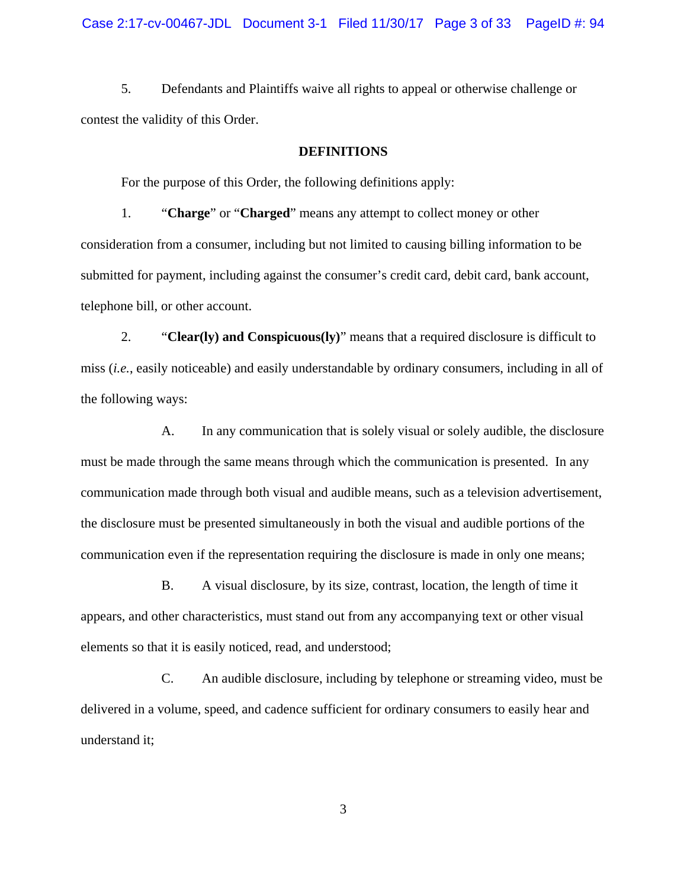5. Defendants and Plaintiffs waive all rights to appeal or otherwise challenge or contest the validity of this Order.

## DEFINITIONS

For the purpose of this Order, the following definitions apply:

1. "**Charge**" or "**Charged**" means any attempt to collect money or other consideration from a consumer, including but not limited to causing billing information to be submitted for payment, including against the consumer's credit card, debit card, bank account, telephone bill, or other account.

2. "**Clear(ly) and Conspicuous(ly)**" means that a required disclosure is difficult to miss (*i.e.*, easily noticeable) and easily understandable by ordinary consumers, including in all of the following ways:

   A. In any communication that is solely visual or solely audible, the disclosure must be made through the same means through which the communication is presented. In any communication made through both visual and audible means, such as a television advertisement, the disclosure must be presented simultaneously in both the visual and audible portions of the communication even if the representation requiring the disclosure is made in only one means;

   B. A visual disclosure, by its size, contrast, location, the length of time it appears, and other characteristics, must stand out from any accompanying text or other visual elements so that it is easily noticed, read, and understood;

   C. An audible disclosure, including by telephone or streaming video, must be delivered in a volume, speed, and cadence sufficient for ordinary consumers to easily hear and understand it;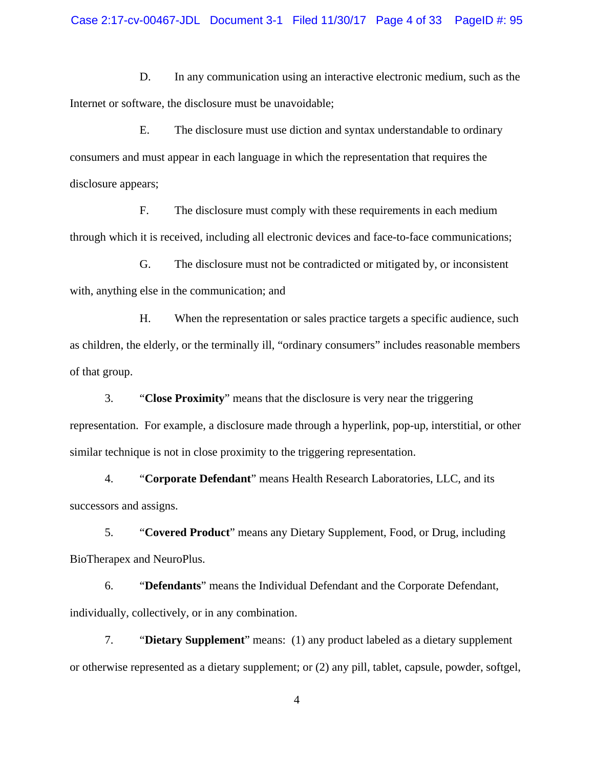D. In any communication using an interactive electronic medium, such as the Internet or software, the disclosure must be unavoidable;

E. The disclosure must use diction and syntax understandable to ordinary consumers and must appear in each language in which the representation that requires the disclosure appears;

F. The disclosure must comply with these requirements in each medium through which it is received, including all electronic devices and face-to-face communications;

G. The disclosure must not be contradicted or mitigated by, or inconsistent with, anything else in the communication; and

H. When the representation or sales practice targets a specific audience, such as children, the elderly, or the terminally ill, "ordinary consumers" includes reasonable members of that group.

3. "**Close Proximity**" means that the disclosure is very near the triggering representation. For example, a disclosure made through a hyperlink, pop-up, interstitial, or other similar technique is not in close proximity to the triggering representation.

4. "**Corporate Defendant**" means Health Research Laboratories, LLC, and its successors and assigns.

5. "**Covered Product**" means any Dietary Supplement, Food, or Drug, including BioTherapex and NeuroPlus.

6. "**Defendants**" means the Individual Defendant and the Corporate Defendant, individually, collectively, or in any combination.

7. "**Dietary Supplement**" means: (1) any product labeled as a dietary supplement or otherwise represented as a dietary supplement; or (2) any pill, tablet, capsule, powder, softgel,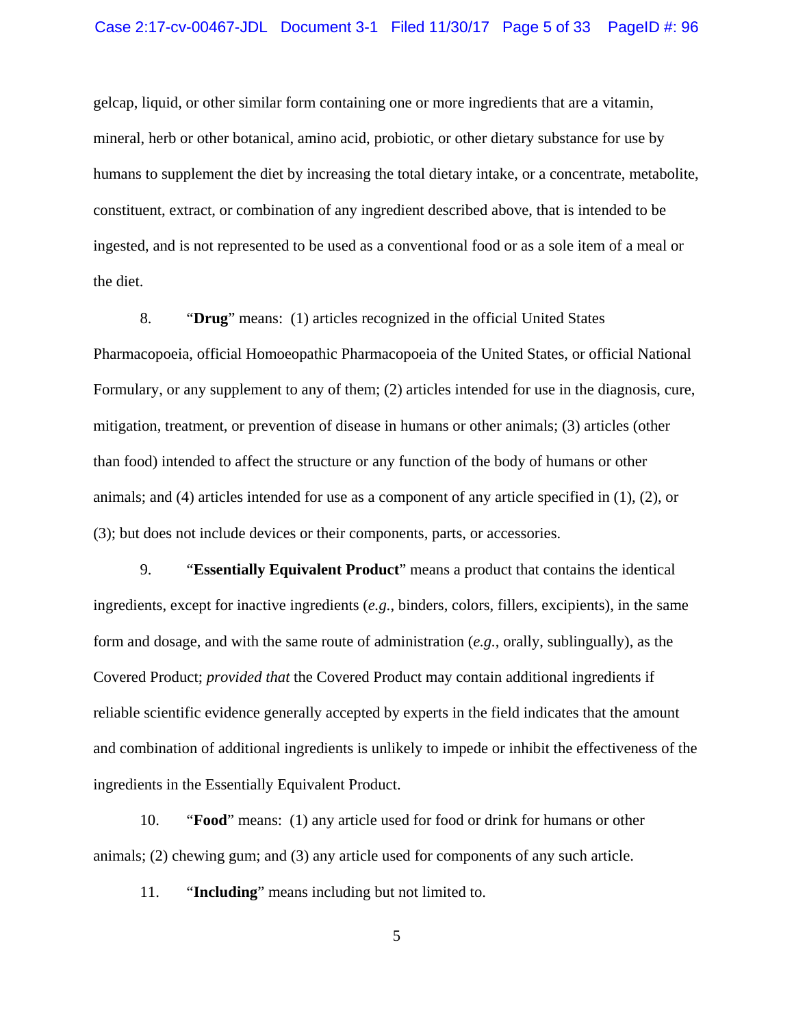gelcap, liquid, or other similar form containing one or more ingredients that are a vitamin, mineral, herb or other botanical, amino acid, probiotic, or other dietary substance for use by humans to supplement the diet by increasing the total dietary intake, or a concentrate, metabolite, constituent, extract, or combination of any ingredient described above, that is intended to be ingested, and is not represented to be used as a conventional food or as a sole item of a meal or the diet.

8. "**Drug**" means: (1) articles recognized in the official United States Pharmacopoeia, official Homoeopathic Pharmacopoeia of the United States, or official National Formulary, or any supplement to any of them; (2) articles intended for use in the diagnosis, cure, mitigation, treatment, or prevention of disease in humans or other animals; (3) articles (other than food) intended to affect the structure or any function of the body of humans or other animals; and (4) articles intended for use as a component of any article specified in (1), (2), or (3); but does not include devices or their components, parts, or accessories.

9. "**Essentially Equivalent Product**" means a product that contains the identical ingredients, except for inactive ingredients (*e.g.*, binders, colors, fillers, excipients), in the same form and dosage, and with the same route of administration (*e.g.*, orally, sublingually), as the Covered Product; *provided that* the Covered Product may contain additional ingredients if reliable scientific evidence generally accepted by experts in the field indicates that the amount and combination of additional ingredients is unlikely to impede or inhibit the effectiveness of the ingredients in the Essentially Equivalent Product.

10. "**Food**" means: (1) any article used for food or drink for humans or other animals; (2) chewing gum; and (3) any article used for components of any such article.

11. "**Including**" means including but not limited to.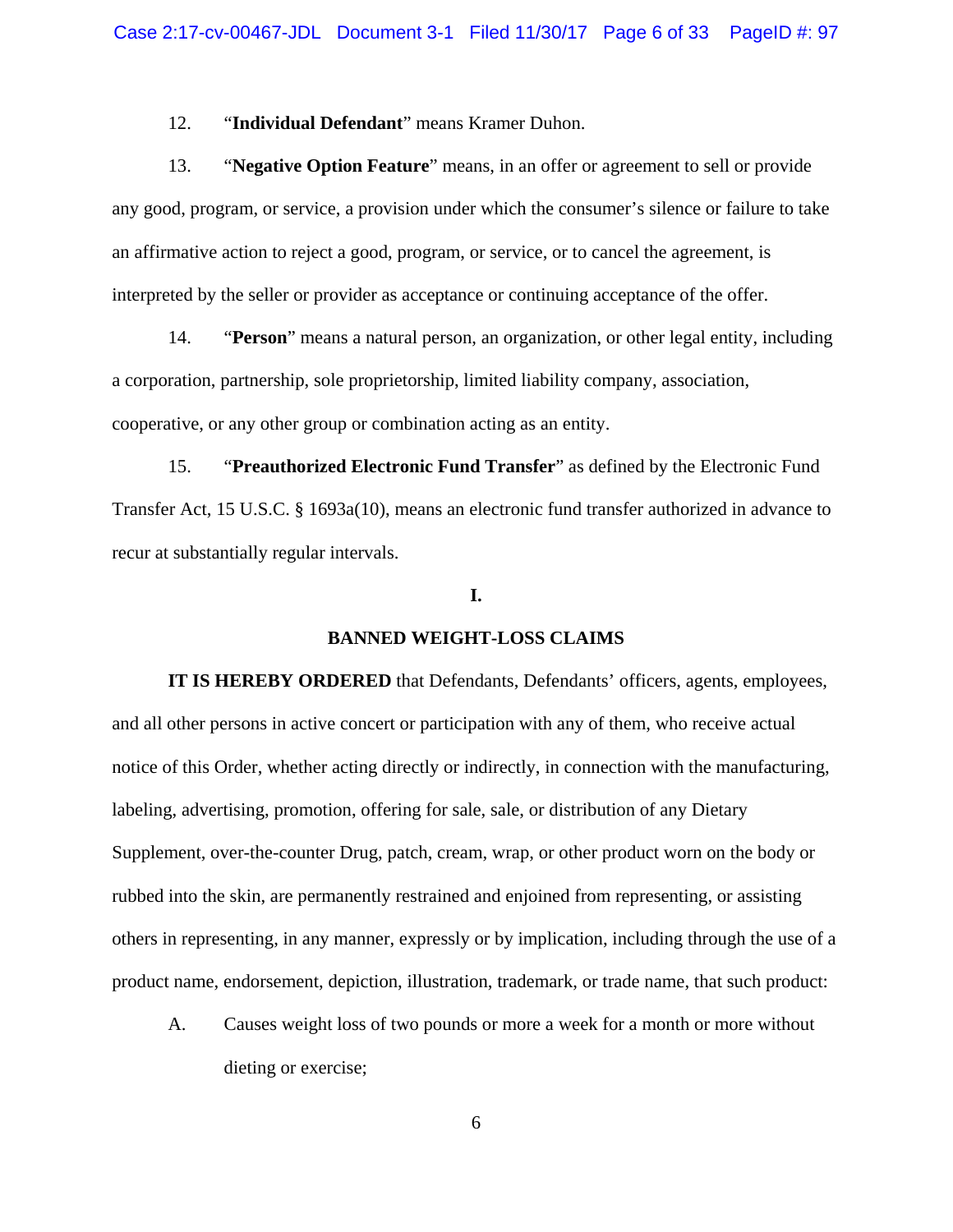12. “**Individual Defendant**” means Kramer Duhon.

13. “**Negative Option Feature**” means, in an offer or agreement to sell or provide any good, program, or service, a provision under which the consumer’s silence or failure to take an affirmative action to reject a good, program, or service, or to cancel the agreement, is interpreted by the seller or provider as acceptance or continuing acceptance of the offer.

14. “**Person**” means a natural person, an organization, or other legal entity, including a corporation, partnership, sole proprietorship, limited liability company, association, cooperative, or any other group or combination acting as an entity.

15. “**Preauthorized Electronic Fund Transfer**” as defined by the Electronic Fund Transfer Act, 15 U.S.C. § 1693a(10), means an electronic fund transfer authorized in advance to recur at substantially regular intervals.

## I.

## BANNED WEIGHT-LOSS CLAIMS

**IT IS HEREBY ORDERED** that Defendants, Defendants’ officers, agents, employees, and all other persons in active concert or participation with any of them, who receive actual notice of this Order, whether acting directly or indirectly, in connection with the manufacturing, labeling, advertising, promotion, offering for sale, sale, or distribution of any Dietary Supplement, over-the-counter Drug, patch, cream, wrap, or other product worn on the body or rubbed into the skin, are permanently restrained and enjoined from representing, or assisting others in representing, in any manner, expressly or by implication, including through the use of a product name, endorsement, depiction, illustration, trademark, or trade name, that such product:

A. Causes weight loss of two pounds or more a week for a month or more without dieting or exercise;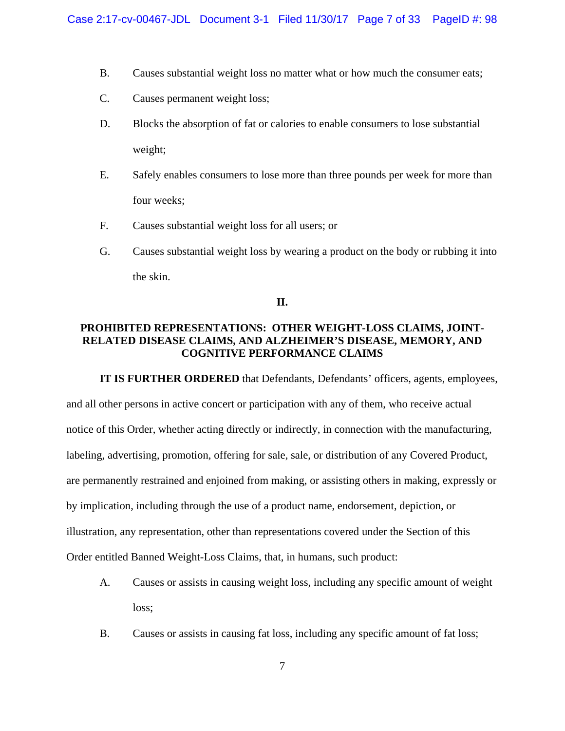B. Causes substantial weight loss no matter what or how much the consumer eats;

C. Causes permanent weight loss;

D. Blocks the absorption of fat or calories to enable consumers to lose substantial weight;

E. Safely enables consumers to lose more than three pounds per week for more than four weeks;

F. Causes substantial weight loss for all users; or

G. Causes substantial weight loss by wearing a product on the body or rubbing it into the skin.

## II.

## PROHIBITED REPRESENTATIONS: OTHER WEIGHT-LOSS CLAIMS, JOINT-RELATED DISEASE CLAIMS, AND ALZHEIMER'S DISEASE, MEMORY, AND COGNITIVE PERFORMANCE CLAIMS

**IT IS FURTHER ORDERED** that Defendants, Defendants' officers, agents, employees, and all other persons in active concert or participation with any of them, who receive actual notice of this Order, whether acting directly or indirectly, in connection with the manufacturing, labeling, advertising, promotion, offering for sale, sale, or distribution of any Covered Product, are permanently restrained and enjoined from making, or assisting others in making, expressly or by implication, including through the use of a product name, endorsement, depiction, or illustration, any representation, other than representations covered under the Section of this Order entitled Banned Weight-Loss Claims, that, in humans, such product:

A. Causes or assists in causing weight loss, including any specific amount of weight loss;

B. Causes or assists in causing fat loss, including any specific amount of fat loss;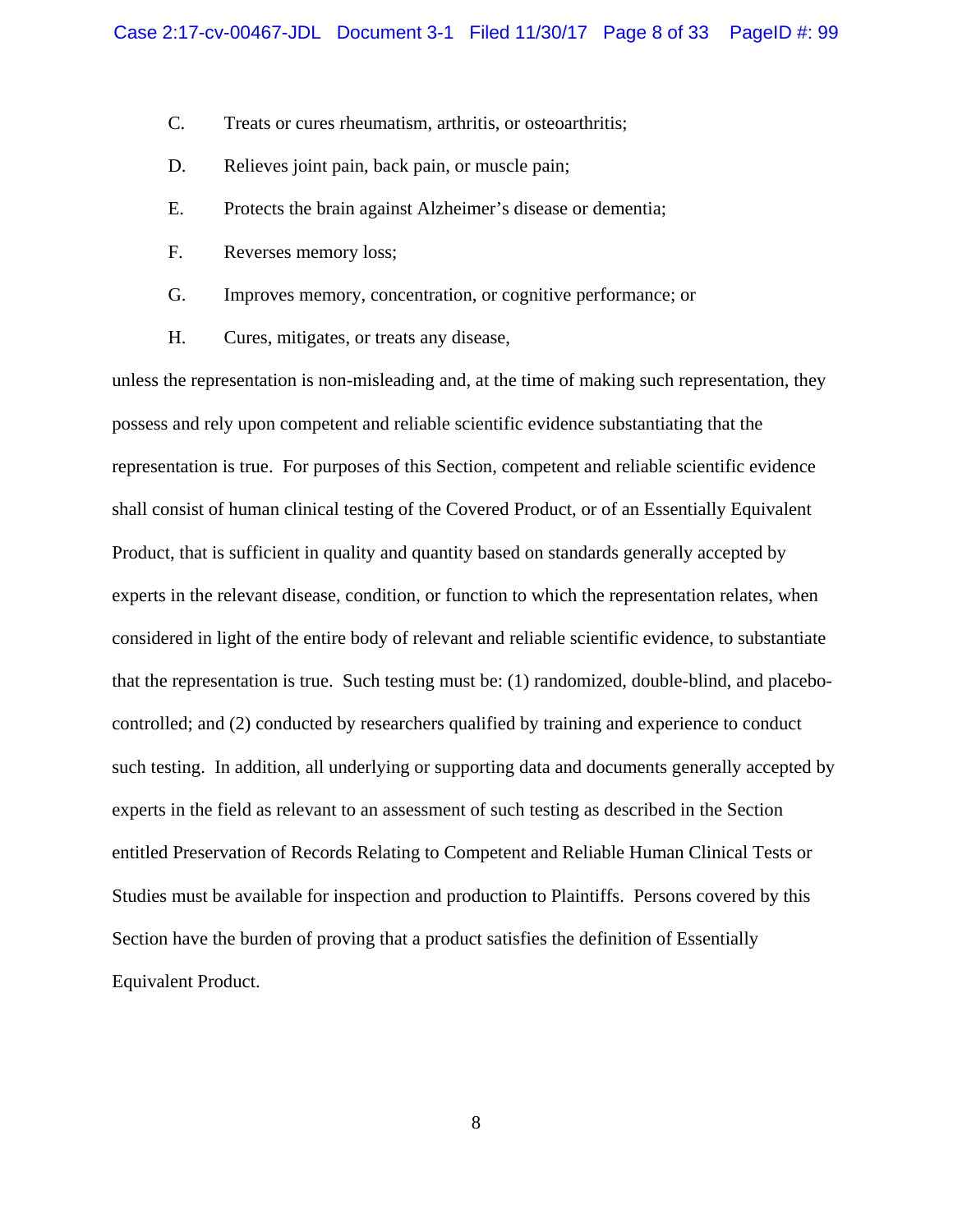C. Treats or cures rheumatism, arthritis, or osteoarthritis;

D. Relieves joint pain, back pain, or muscle pain;

E. Protects the brain against Alzheimer's disease or dementia;

F. Reverses memory loss;

G. Improves memory, concentration, or cognitive performance; or

H. Cures, mitigates, or treats any disease,

unless the representation is non-misleading and, at the time of making such representation, they possess and rely upon competent and reliable scientific evidence substantiating that the representation is true. For purposes of this Section, competent and reliable scientific evidence shall consist of human clinical testing of the Covered Product, or of an Essentially Equivalent Product, that is sufficient in quality and quantity based on standards generally accepted by experts in the relevant disease, condition, or function to which the representation relates, when considered in light of the entire body of relevant and reliable scientific evidence, to substantiate that the representation is true. Such testing must be: (1) randomized, double-blind, and placebo-controlled; and (2) conducted by researchers qualified by training and experience to conduct such testing. In addition, all underlying or supporting data and documents generally accepted by experts in the field as relevant to an assessment of such testing as described in the Section entitled Preservation of Records Relating to Competent and Reliable Human Clinical Tests or Studies must be available for inspection and production to Plaintiffs. Persons covered by this Section have the burden of proving that a product satisfies the definition of Essentially Equivalent Product.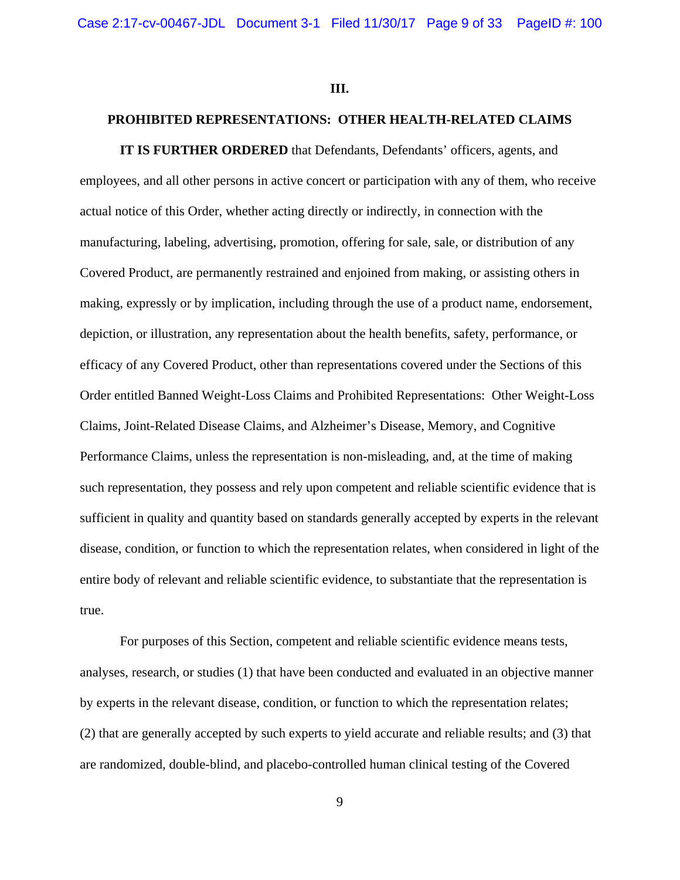## III.

## PROHIBITED REPRESENTATIONS: OTHER HEALTH-RELATED CLAIMS

**IT IS FURTHER ORDERED** that Defendants, Defendants' officers, agents, and employees, and all other persons in active concert or participation with any of them, who receive actual notice of this Order, whether acting directly or indirectly, in connection with the manufacturing, labeling, advertising, promotion, offering for sale, sale, or distribution of any Covered Product, are permanently restrained and enjoined from making, or assisting others in making, expressly or by implication, including through the use of a product name, endorsement, depiction, or illustration, any representation about the health benefits, safety, performance, or efficacy of any Covered Product, other than representations covered under the Sections of this Order entitled Banned Weight-Loss Claims and Prohibited Representations: Other Weight-Loss Claims, Joint-Related Disease Claims, and Alzheimer's Disease, Memory, and Cognitive Performance Claims, unless the representation is non-misleading, and, at the time of making such representation, they possess and rely upon competent and reliable scientific evidence that is sufficient in quality and quantity based on standards generally accepted by experts in the relevant disease, condition, or function to which the representation relates, when considered in light of the entire body of relevant and reliable scientific evidence, to substantiate that the representation is true.

For purposes of this Section, competent and reliable scientific evidence means tests, analyses, research, or studies (1) that have been conducted and evaluated in an objective manner by experts in the relevant disease, condition, or function to which the representation relates; (2) that are generally accepted by such experts to yield accurate and reliable results; and (3) that are randomized, double-blind, and placebo-controlled human clinical testing of the Covered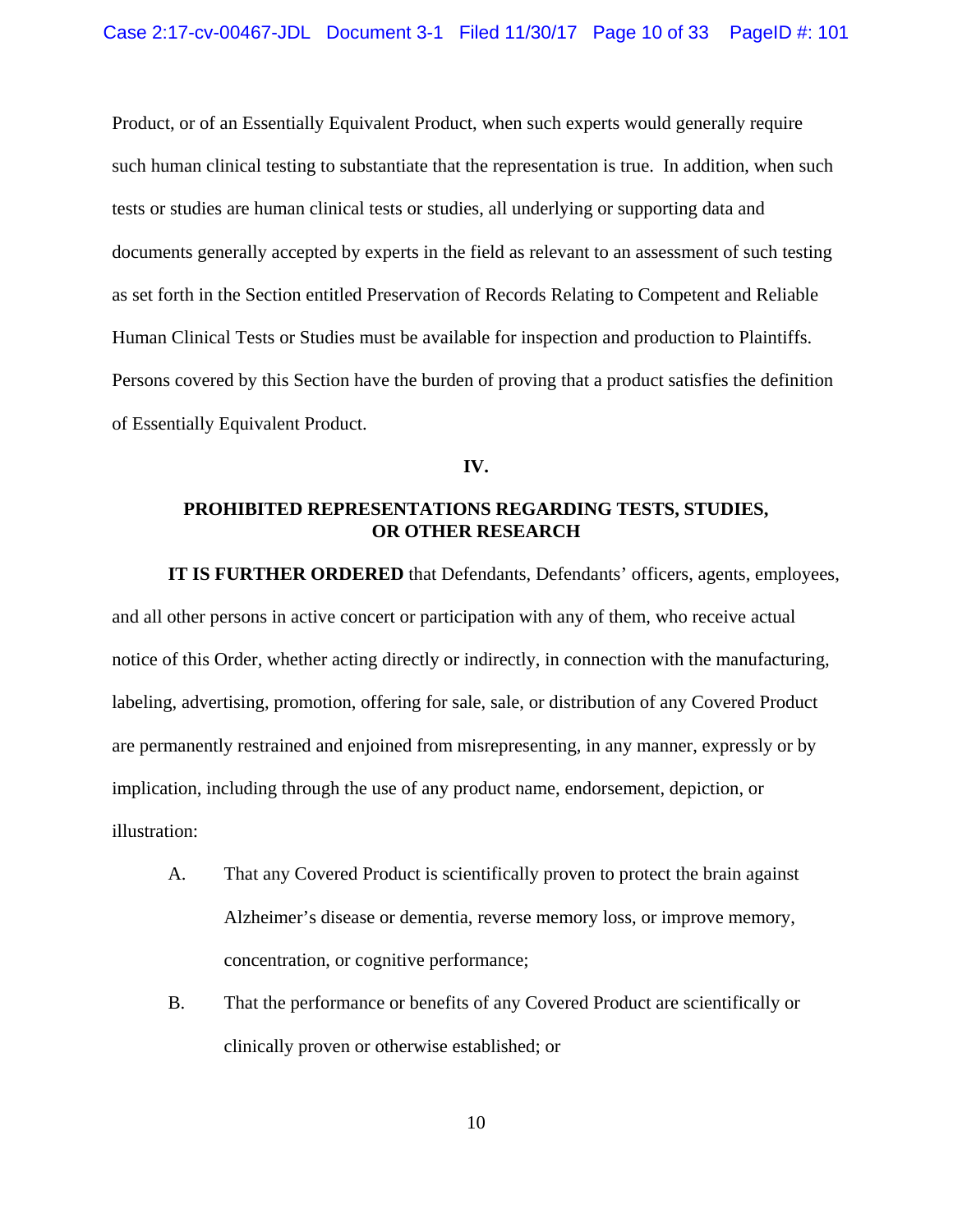Product, or of an Essentially Equivalent Product, when such experts would generally require such human clinical testing to substantiate that the representation is true. In addition, when such tests or studies are human clinical tests or studies, all underlying or supporting data and documents generally accepted by experts in the field as relevant to an assessment of such testing as set forth in the Section entitled Preservation of Records Relating to Competent and Reliable Human Clinical Tests or Studies must be available for inspection and production to Plaintiffs. Persons covered by this Section have the burden of proving that a product satisfies the definition of Essentially Equivalent Product.

## IV.

## PROHIBITED REPRESENTATIONS REGARDING TESTS, STUDIES, OR OTHER RESEARCH

**IT IS FURTHER ORDERED** that Defendants, Defendants' officers, agents, employees, and all other persons in active concert or participation with any of them, who receive actual notice of this Order, whether acting directly or indirectly, in connection with the manufacturing, labeling, advertising, promotion, offering for sale, sale, or distribution of any Covered Product are permanently restrained and enjoined from misrepresenting, in any manner, expressly or by implication, including through the use of any product name, endorsement, depiction, or illustration:

A. That any Covered Product is scientifically proven to protect the brain against Alzheimer's disease or dementia, reverse memory loss, or improve memory, concentration, or cognitive performance;

B. That the performance or benefits of any Covered Product are scientifically or clinically proven or otherwise established; or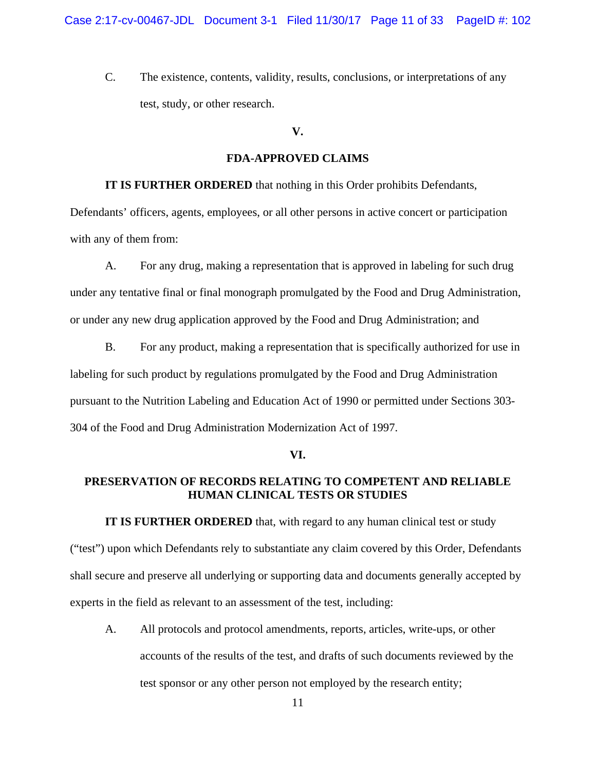C. The existence, contents, validity, results, conclusions, or interpretations of any test, study, or other research.

## V.

## FDA-APPROVED CLAIMS

**IT IS FURTHER ORDERED** that nothing in this Order prohibits Defendants, Defendants' officers, agents, employees, or all other persons in active concert or participation with any of them from:

A. For any drug, making a representation that is approved in labeling for such drug under any tentative final or final monograph promulgated by the Food and Drug Administration, or under any new drug application approved by the Food and Drug Administration; and

B. For any product, making a representation that is specifically authorized for use in labeling for such product by regulations promulgated by the Food and Drug Administration pursuant to the Nutrition Labeling and Education Act of 1990 or permitted under Sections 303-304 of the Food and Drug Administration Modernization Act of 1997.

## VI.

## PRESERVATION OF RECORDS RELATING TO COMPETENT AND RELIABLE HUMAN CLINICAL TESTS OR STUDIES

**IT IS FURTHER ORDERED** that, with regard to any human clinical test or study ("test") upon which Defendants rely to substantiate any claim covered by this Order, Defendants shall secure and preserve all underlying or supporting data and documents generally accepted by experts in the field as relevant to an assessment of the test, including:

A. All protocols and protocol amendments, reports, articles, write-ups, or other accounts of the results of the test, and drafts of such documents reviewed by the test sponsor or any other person not employed by the research entity;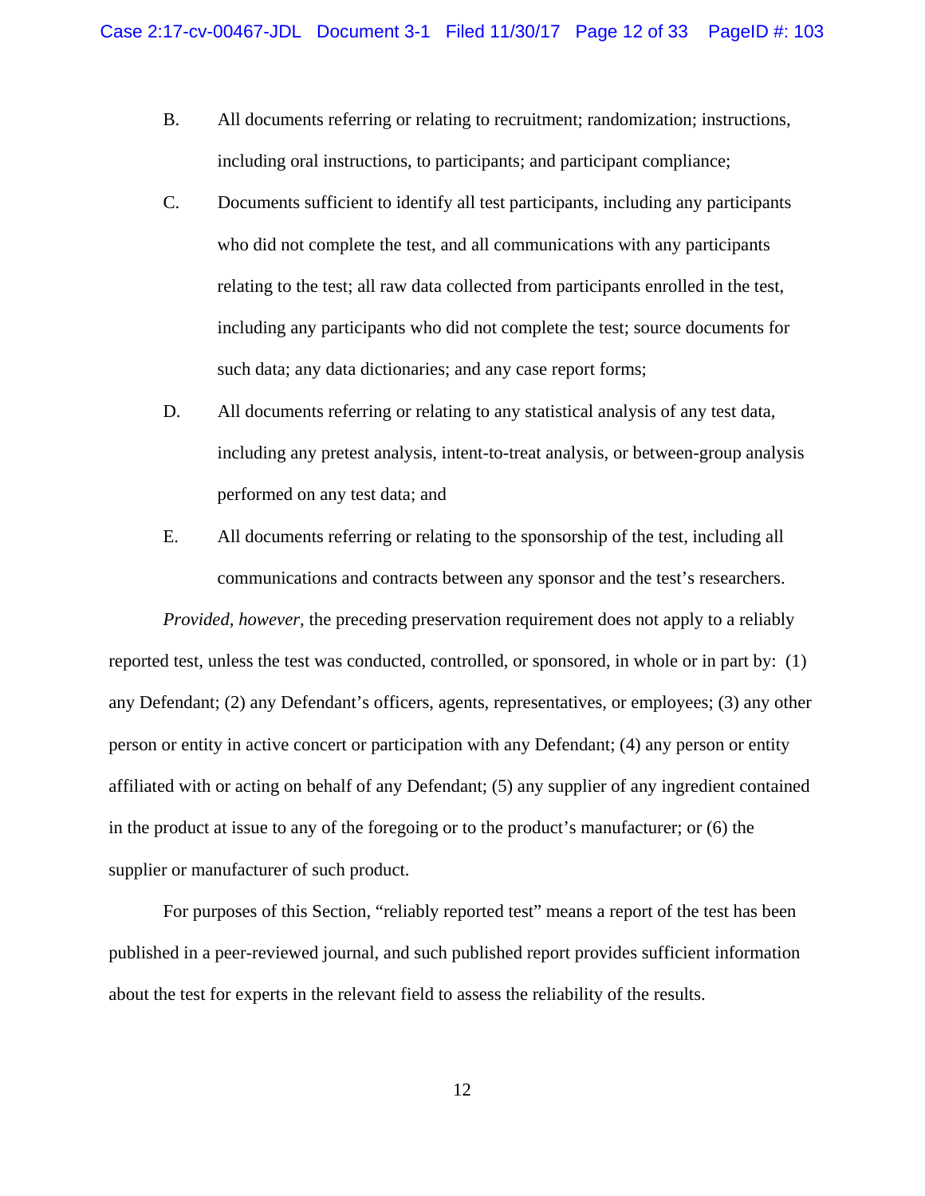B. All documents referring or relating to recruitment; randomization; instructions, including oral instructions, to participants; and participant compliance;

C. Documents sufficient to identify all test participants, including any participants who did not complete the test, and all communications with any participants relating to the test; all raw data collected from participants enrolled in the test, including any participants who did not complete the test; source documents for such data; any data dictionaries; and any case report forms;

D. All documents referring or relating to any statistical analysis of any test data, including any pretest analysis, intent-to-treat analysis, or between-group analysis performed on any test data; and

E. All documents referring or relating to the sponsorship of the test, including all communications and contracts between any sponsor and the test's researchers.

*Provided, however,* the preceding preservation requirement does not apply to a reliably reported test, unless the test was conducted, controlled, or sponsored, in whole or in part by: (1) any Defendant; (2) any Defendant's officers, agents, representatives, or employees; (3) any other person or entity in active concert or participation with any Defendant; (4) any person or entity affiliated with or acting on behalf of any Defendant; (5) any supplier of any ingredient contained in the product at issue to any of the foregoing or to the product's manufacturer; or (6) the supplier or manufacturer of such product.

For purposes of this Section, "reliably reported test" means a report of the test has been published in a peer-reviewed journal, and such published report provides sufficient information about the test for experts in the relevant field to assess the reliability of the results.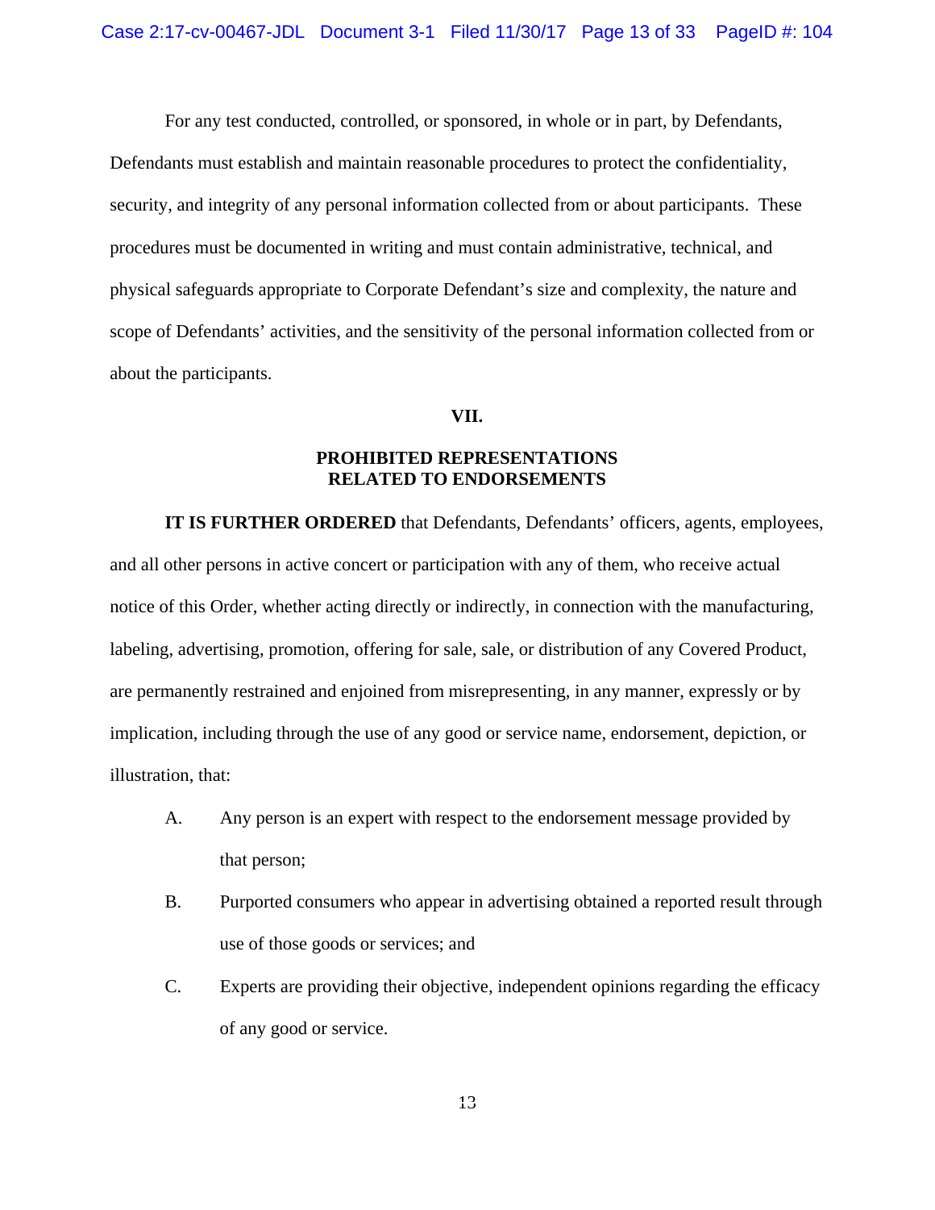For any test conducted, controlled, or sponsored, in whole or in part, by Defendants, Defendants must establish and maintain reasonable procedures to protect the confidentiality, security, and integrity of any personal information collected from or about participants. These procedures must be documented in writing and must contain administrative, technical, and physical safeguards appropriate to Corporate Defendant's size and complexity, the nature and scope of Defendants' activities, and the sensitivity of the personal information collected from or about the participants.

## VII.

## PROHIBITED REPRESENTATIONS RELATED TO ENDORSEMENTS

**IT IS FURTHER ORDERED** that Defendants, Defendants' officers, agents, employees, and all other persons in active concert or participation with any of them, who receive actual notice of this Order, whether acting directly or indirectly, in connection with the manufacturing, labeling, advertising, promotion, offering for sale, sale, or distribution of any Covered Product, are permanently restrained and enjoined from misrepresenting, in any manner, expressly or by implication, including through the use of any good or service name, endorsement, depiction, or illustration, that:

A. Any person is an expert with respect to the endorsement message provided by that person;

B. Purported consumers who appear in advertising obtained a reported result through use of those goods or services; and

C. Experts are providing their objective, independent opinions regarding the efficacy of any good or service.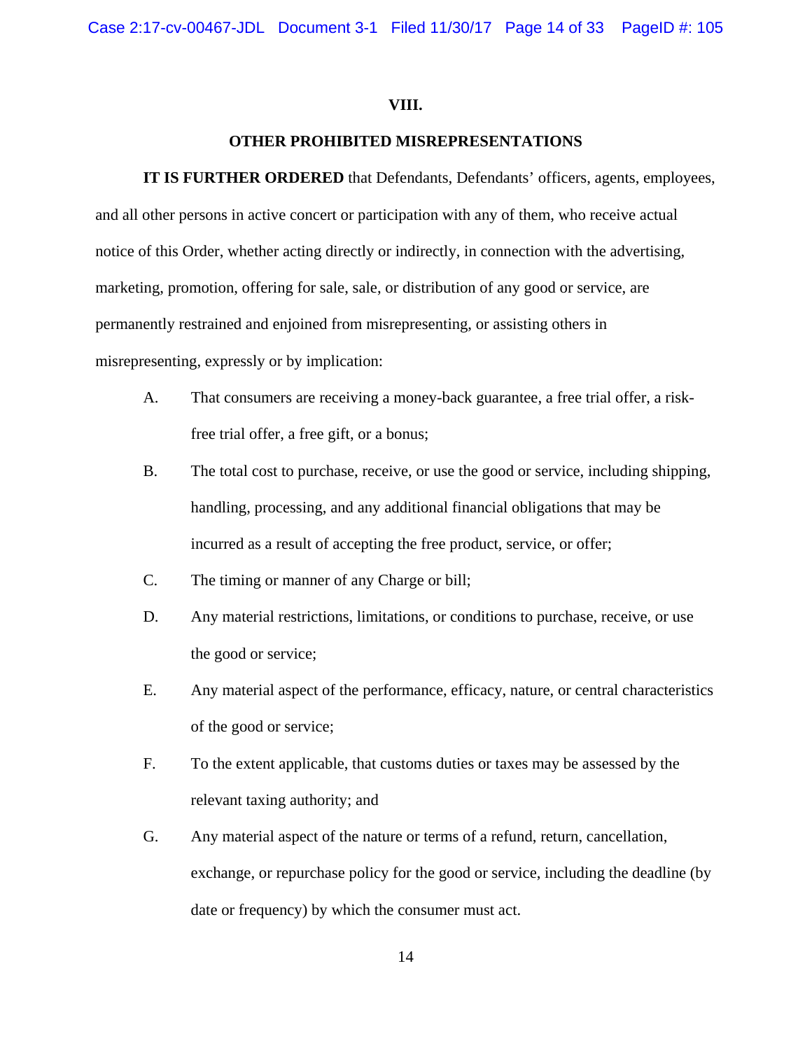## VIII.

## OTHER PROHIBITED MISREPRESENTATIONS

**IT IS FURTHER ORDERED** that Defendants, Defendants' officers, agents, employees, and all other persons in active concert or participation with any of them, who receive actual notice of this Order, whether acting directly or indirectly, in connection with the advertising, marketing, promotion, offering for sale, sale, or distribution of any good or service, are permanently restrained and enjoined from misrepresenting, or assisting others in misrepresenting, expressly or by implication:

A. That consumers are receiving a money-back guarantee, a free trial offer, a risk-free trial offer, a free gift, or a bonus;

B. The total cost to purchase, receive, or use the good or service, including shipping, handling, processing, and any additional financial obligations that may be incurred as a result of accepting the free product, service, or offer;

C. The timing or manner of any Charge or bill;

D. Any material restrictions, limitations, or conditions to purchase, receive, or use the good or service;

E. Any material aspect of the performance, efficacy, nature, or central characteristics of the good or service;

F. To the extent applicable, that customs duties or taxes may be assessed by the relevant taxing authority; and

G. Any material aspect of the nature or terms of a refund, return, cancellation, exchange, or repurchase policy for the good or service, including the deadline (by date or frequency) by which the consumer must act.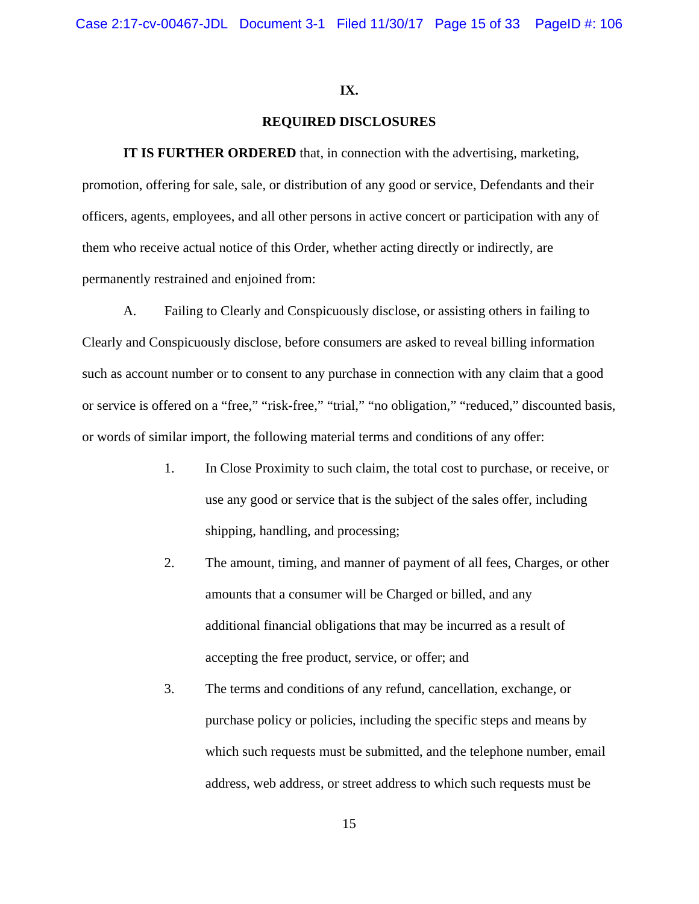## IX.

## REQUIRED DISCLOSURES

**IT IS FURTHER ORDERED** that, in connection with the advertising, marketing, promotion, offering for sale, sale, or distribution of any good or service, Defendants and their officers, agents, employees, and all other persons in active concert or participation with any of them who receive actual notice of this Order, whether acting directly or indirectly, are permanently restrained and enjoined from:

A. Failing to Clearly and Conspicuously disclose, or assisting others in failing to Clearly and Conspicuously disclose, before consumers are asked to reveal billing information such as account number or to consent to any purchase in connection with any claim that a good or service is offered on a "free," "risk-free," "trial," "no obligation," "reduced," discounted basis, or words of similar import, the following material terms and conditions of any offer:

1. In Close Proximity to such claim, the total cost to purchase, or receive, or use any good or service that is the subject of the sales offer, including shipping, handling, and processing;

2. The amount, timing, and manner of payment of all fees, Charges, or other amounts that a consumer will be Charged or billed, and any additional financial obligations that may be incurred as a result of accepting the free product, service, or offer; and

3. The terms and conditions of any refund, cancellation, exchange, or purchase policy or policies, including the specific steps and means by which such requests must be submitted, and the telephone number, email address, web address, or street address to which such requests must be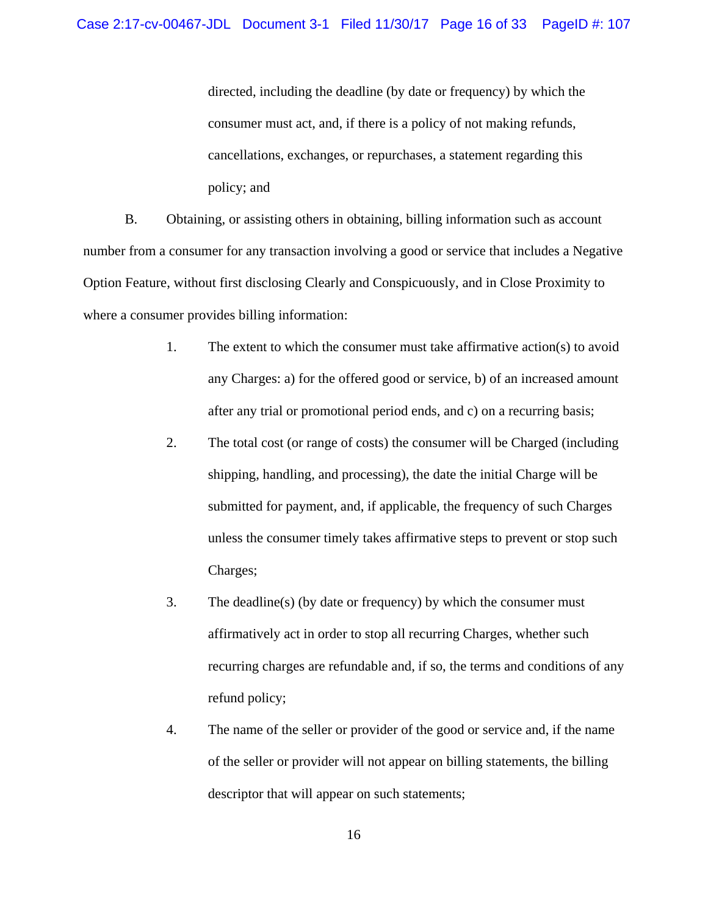directed, including the deadline (by date or frequency) by which the consumer must act, and, if there is a policy of not making refunds, cancellations, exchanges, or repurchases, a statement regarding this policy; and

B. Obtaining, or assisting others in obtaining, billing information such as account number from a consumer for any transaction involving a good or service that includes a Negative Option Feature, without first disclosing Clearly and Conspicuously, and in Close Proximity to where a consumer provides billing information:

1. The extent to which the consumer must take affirmative action(s) to avoid any Charges: a) for the offered good or service, b) of an increased amount after any trial or promotional period ends, and c) on a recurring basis;

2. The total cost (or range of costs) the consumer will be Charged (including shipping, handling, and processing), the date the initial Charge will be submitted for payment, and, if applicable, the frequency of such Charges unless the consumer timely takes affirmative steps to prevent or stop such Charges;

3. The deadline(s) (by date or frequency) by which the consumer must affirmatively act in order to stop all recurring Charges, whether such recurring charges are refundable and, if so, the terms and conditions of any refund policy;

4. The name of the seller or provider of the good or service and, if the name of the seller or provider will not appear on billing statements, the billing descriptor that will appear on such statements;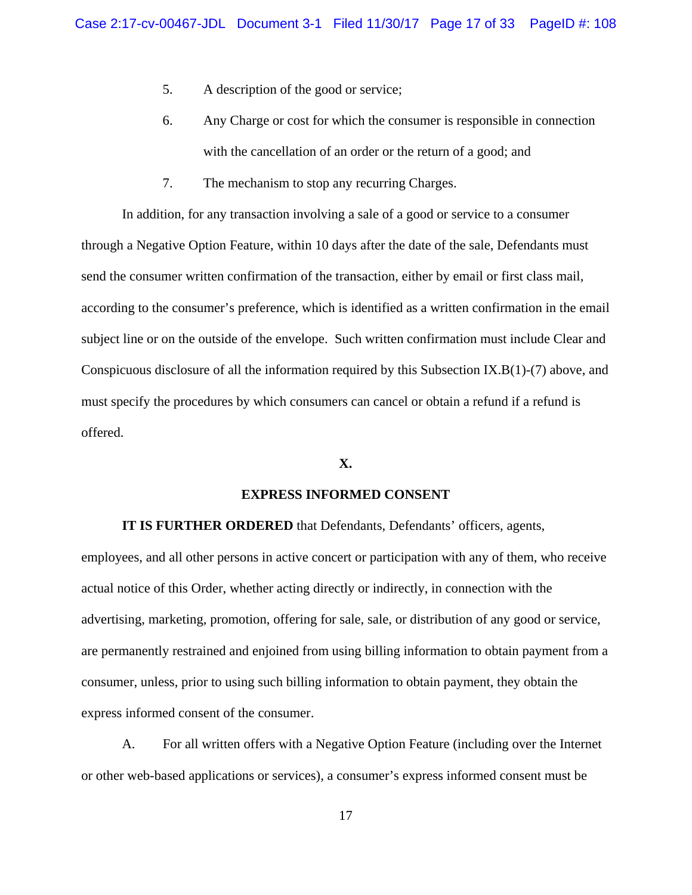5. A description of the good or service;

6. Any Charge or cost for which the consumer is responsible in connection with the cancellation of an order or the return of a good; and

7. The mechanism to stop any recurring Charges.

In addition, for any transaction involving a sale of a good or service to a consumer through a Negative Option Feature, within 10 days after the date of the sale, Defendants must send the consumer written confirmation of the transaction, either by email or first class mail, according to the consumer's preference, which is identified as a written confirmation in the email subject line or on the outside of the envelope. Such written confirmation must include Clear and Conspicuous disclosure of all the information required by this Subsection IX.B(1)-(7) above, and must specify the procedures by which consumers can cancel or obtain a refund if a refund is offered.

## X.

## EXPRESS INFORMED CONSENT

**IT IS FURTHER ORDERED** that Defendants, Defendants' officers, agents, employees, and all other persons in active concert or participation with any of them, who receive actual notice of this Order, whether acting directly or indirectly, in connection with the advertising, marketing, promotion, offering for sale, sale, or distribution of any good or service, are permanently restrained and enjoined from using billing information to obtain payment from a consumer, unless, prior to using such billing information to obtain payment, they obtain the express informed consent of the consumer.

A. For all written offers with a Negative Option Feature (including over the Internet or other web-based applications or services), a consumer's express informed consent must be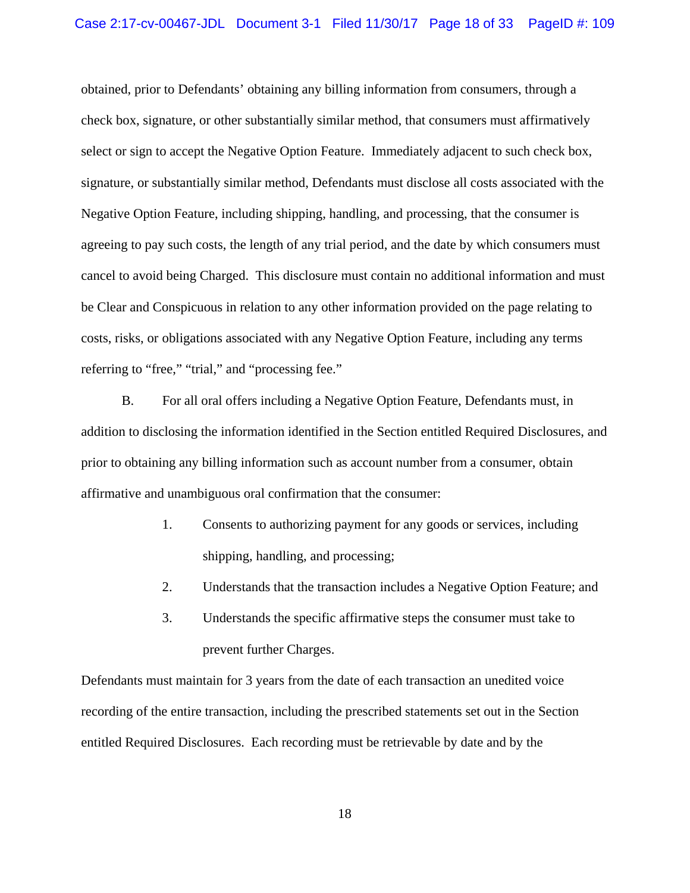obtained, prior to Defendants' obtaining any billing information from consumers, through a check box, signature, or other substantially similar method, that consumers must affirmatively select or sign to accept the Negative Option Feature. Immediately adjacent to such check box, signature, or substantially similar method, Defendants must disclose all costs associated with the Negative Option Feature, including shipping, handling, and processing, that the consumer is agreeing to pay such costs, the length of any trial period, and the date by which consumers must cancel to avoid being Charged. This disclosure must contain no additional information and must be Clear and Conspicuous in relation to any other information provided on the page relating to costs, risks, or obligations associated with any Negative Option Feature, including any terms referring to "free," "trial," and "processing fee."

B. For all oral offers including a Negative Option Feature, Defendants must, in addition to disclosing the information identified in the Section entitled Required Disclosures, and prior to obtaining any billing information such as account number from a consumer, obtain affirmative and unambiguous oral confirmation that the consumer:

1. Consents to authorizing payment for any goods or services, including shipping, handling, and processing;
2. Understands that the transaction includes a Negative Option Feature; and
3. Understands the specific affirmative steps the consumer must take to prevent further Charges.

Defendants must maintain for 3 years from the date of each transaction an unedited voice recording of the entire transaction, including the prescribed statements set out in the Section entitled Required Disclosures. Each recording must be retrievable by date and by the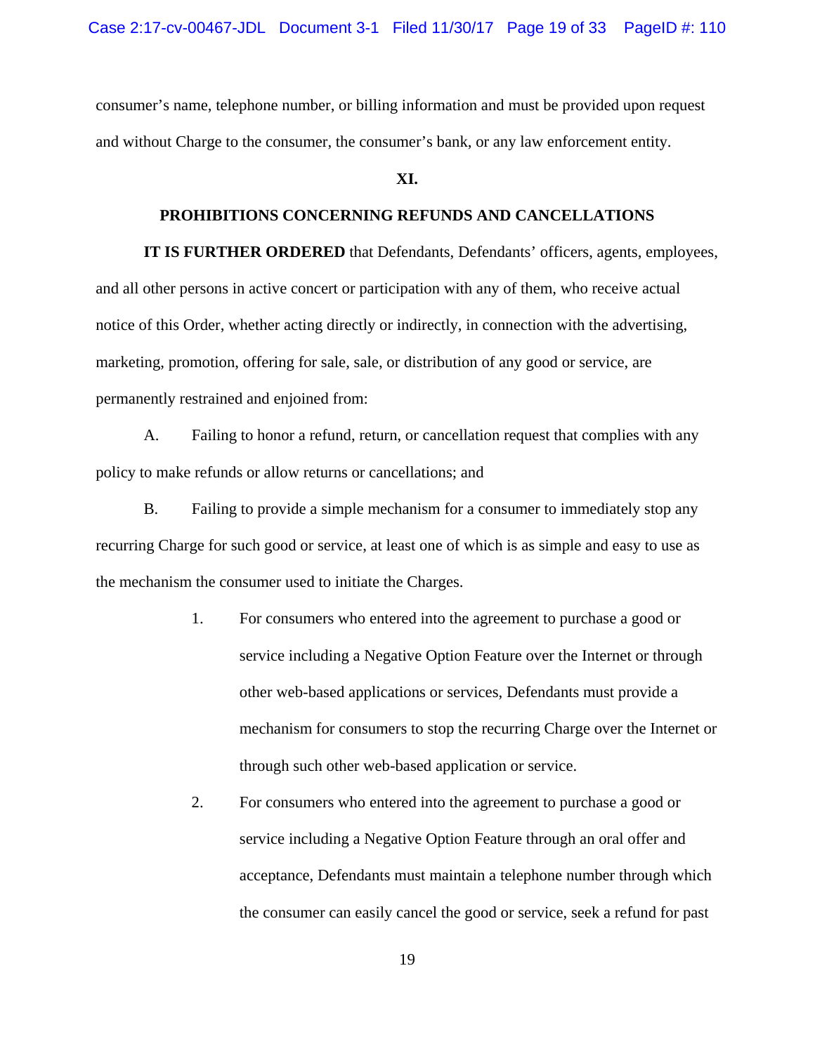consumer's name, telephone number, or billing information and must be provided upon request and without Charge to the consumer, the consumer's bank, or any law enforcement entity.

## XI.

## PROHIBITIONS CONCERNING REFUNDS AND CANCELLATIONS

**IT IS FURTHER ORDERED** that Defendants, Defendants' officers, agents, employees, and all other persons in active concert or participation with any of them, who receive actual notice of this Order, whether acting directly or indirectly, in connection with the advertising, marketing, promotion, offering for sale, sale, or distribution of any good or service, are permanently restrained and enjoined from:

A. Failing to honor a refund, return, or cancellation request that complies with any policy to make refunds or allow returns or cancellations; and

B. Failing to provide a simple mechanism for a consumer to immediately stop any recurring Charge for such good or service, at least one of which is as simple and easy to use as the mechanism the consumer used to initiate the Charges.

1. For consumers who entered into the agreement to purchase a good or service including a Negative Option Feature over the Internet or through other web-based applications or services, Defendants must provide a mechanism for consumers to stop the recurring Charge over the Internet or through such other web-based application or service.

2. For consumers who entered into the agreement to purchase a good or service including a Negative Option Feature through an oral offer and acceptance, Defendants must maintain a telephone number through which the consumer can easily cancel the good or service, seek a refund for past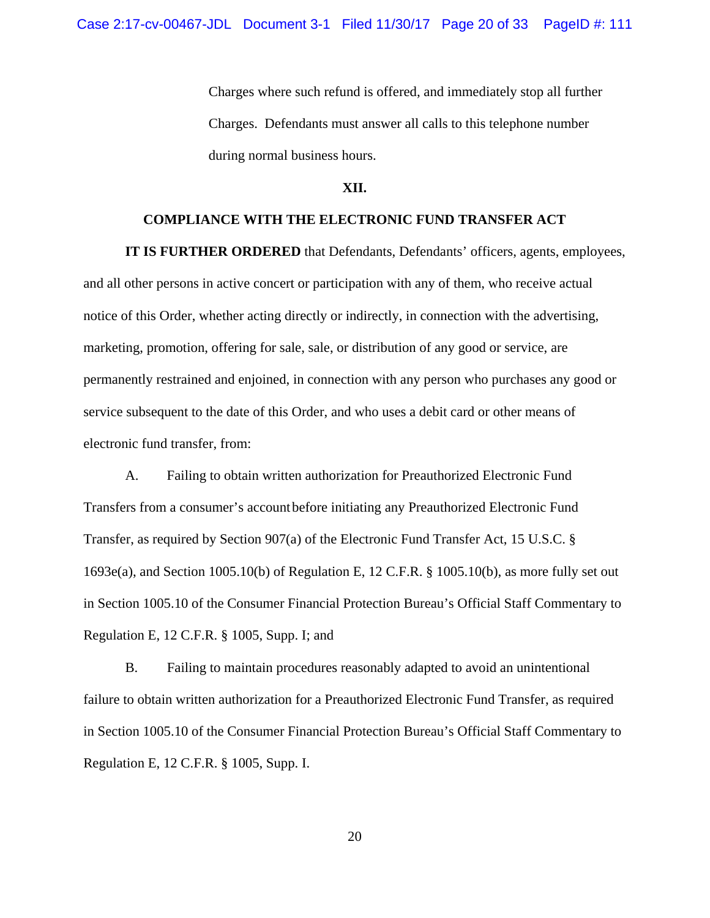Charges where such refund is offered, and immediately stop all further Charges. Defendants must answer all calls to this telephone number during normal business hours.

**XII.**

**COMPLIANCE WITH THE ELECTRONIC FUND TRANSFER ACT**

**IT IS FURTHER ORDERED** that Defendants, Defendants' officers, agents, employees, and all other persons in active concert or participation with any of them, who receive actual notice of this Order, whether acting directly or indirectly, in connection with the advertising, marketing, promotion, offering for sale, sale, or distribution of any good or service, are permanently restrained and enjoined, in connection with any person who purchases any good or service subsequent to the date of this Order, and who uses a debit card or other means of electronic fund transfer, from:

A. Failing to obtain written authorization for Preauthorized Electronic Fund Transfers from a consumer's account before initiating any Preauthorized Electronic Fund Transfer, as required by Section 907(a) of the Electronic Fund Transfer Act, 15 U.S.C. § 1693e(a), and Section 1005.10(b) of Regulation E, 12 C.F.R. § 1005.10(b), as more fully set out in Section 1005.10 of the Consumer Financial Protection Bureau's Official Staff Commentary to Regulation E, 12 C.F.R. § 1005, Supp. I; and

B. Failing to maintain procedures reasonably adapted to avoid an unintentional failure to obtain written authorization for a Preauthorized Electronic Fund Transfer, as required in Section 1005.10 of the Consumer Financial Protection Bureau's Official Staff Commentary to Regulation E, 12 C.F.R. § 1005, Supp. I.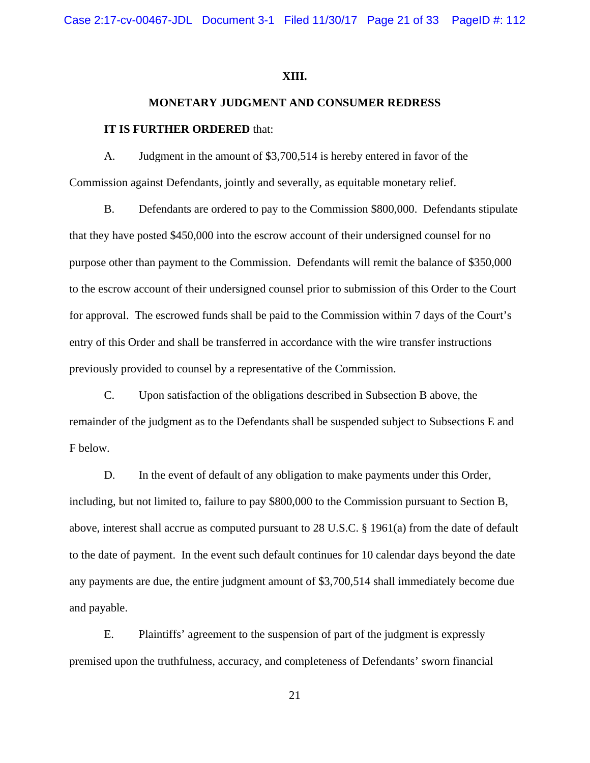## XIII.

## MONETARY JUDGMENT AND CONSUMER REDRESS

**IT IS FURTHER ORDERED** that:

A. Judgment in the amount of $3,700,514 is hereby entered in favor of the Commission against Defendants, jointly and severally, as equitable monetary relief.

B. Defendants are ordered to pay to the Commission $800,000. Defendants stipulate that they have posted $450,000 into the escrow account of their undersigned counsel for no purpose other than payment to the Commission. Defendants will remit the balance of $350,000 to the escrow account of their undersigned counsel prior to submission of this Order to the Court for approval. The escrowed funds shall be paid to the Commission within 7 days of the Court's entry of this Order and shall be transferred in accordance with the wire transfer instructions previously provided to counsel by a representative of the Commission.

C. Upon satisfaction of the obligations described in Subsection B above, the remainder of the judgment as to the Defendants shall be suspended subject to Subsections E and F below.

D. In the event of default of any obligation to make payments under this Order, including, but not limited to, failure to pay $800,000 to the Commission pursuant to Section B, above, interest shall accrue as computed pursuant to 28 U.S.C. § 1961(a) from the date of default to the date of payment. In the event such default continues for 10 calendar days beyond the date any payments are due, the entire judgment amount of $3,700,514 shall immediately become due and payable.

E. Plaintiffs' agreement to the suspension of part of the judgment is expressly premised upon the truthfulness, accuracy, and completeness of Defendants' sworn financial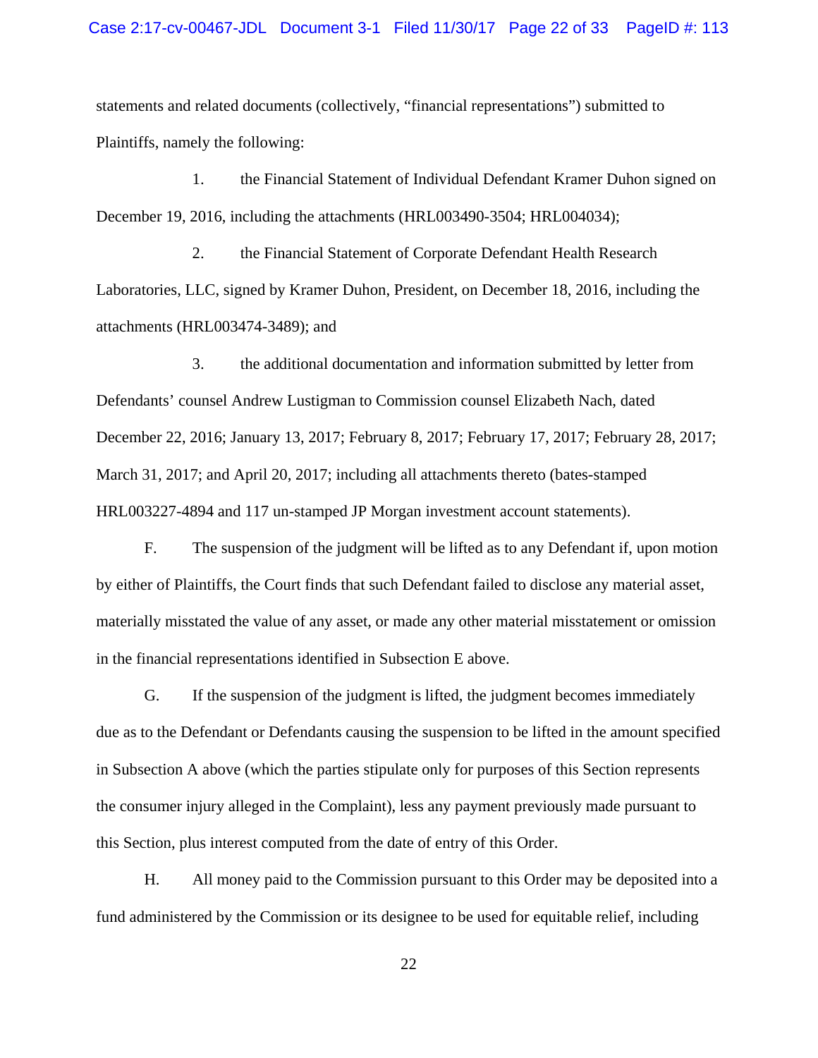statements and related documents (collectively, "financial representations") submitted to Plaintiffs, namely the following:

1. the Financial Statement of Individual Defendant Kramer Duhon signed on December 19, 2016, including the attachments (HRL003490-3504; HRL004034);

2. the Financial Statement of Corporate Defendant Health Research Laboratories, LLC, signed by Kramer Duhon, President, on December 18, 2016, including the attachments (HRL003474-3489); and

3. the additional documentation and information submitted by letter from Defendants' counsel Andrew Lustigman to Commission counsel Elizabeth Nach, dated December 22, 2016; January 13, 2017; February 8, 2017; February 17, 2017; February 28, 2017; March 31, 2017; and April 20, 2017; including all attachments thereto (bates-stamped HRL003227-4894 and 117 un-stamped JP Morgan investment account statements).

F. The suspension of the judgment will be lifted as to any Defendant if, upon motion by either of Plaintiffs, the Court finds that such Defendant failed to disclose any material asset, materially misstated the value of any asset, or made any other material misstatement or omission in the financial representations identified in Subsection E above.

G. If the suspension of the judgment is lifted, the judgment becomes immediately due as to the Defendant or Defendants causing the suspension to be lifted in the amount specified in Subsection A above (which the parties stipulate only for purposes of this Section represents the consumer injury alleged in the Complaint), less any payment previously made pursuant to this Section, plus interest computed from the date of entry of this Order.

H. All money paid to the Commission pursuant to this Order may be deposited into a fund administered by the Commission or its designee to be used for equitable relief, including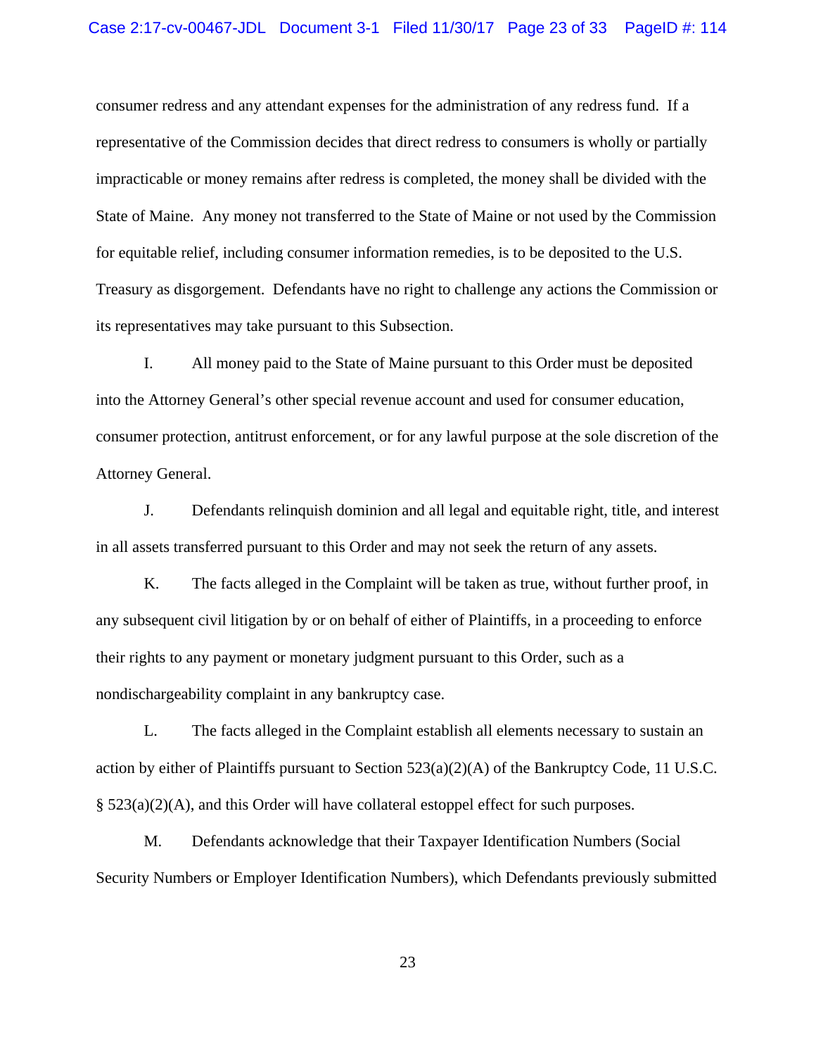consumer redress and any attendant expenses for the administration of any redress fund. If a representative of the Commission decides that direct redress to consumers is wholly or partially impracticable or money remains after redress is completed, the money shall be divided with the State of Maine. Any money not transferred to the State of Maine or not used by the Commission for equitable relief, including consumer information remedies, is to be deposited to the U.S. Treasury as disgorgement. Defendants have no right to challenge any actions the Commission or its representatives may take pursuant to this Subsection.

I. All money paid to the State of Maine pursuant to this Order must be deposited into the Attorney General's other special revenue account and used for consumer education, consumer protection, antitrust enforcement, or for any lawful purpose at the sole discretion of the Attorney General.

J. Defendants relinquish dominion and all legal and equitable right, title, and interest in all assets transferred pursuant to this Order and may not seek the return of any assets.

K. The facts alleged in the Complaint will be taken as true, without further proof, in any subsequent civil litigation by or on behalf of either of Plaintiffs, in a proceeding to enforce their rights to any payment or monetary judgment pursuant to this Order, such as a nondischargeability complaint in any bankruptcy case.

L. The facts alleged in the Complaint establish all elements necessary to sustain an action by either of Plaintiffs pursuant to Section 523(a)(2)(A) of the Bankruptcy Code, 11 U.S.C. § 523(a)(2)(A), and this Order will have collateral estoppel effect for such purposes.

M. Defendants acknowledge that their Taxpayer Identification Numbers (Social Security Numbers or Employer Identification Numbers), which Defendants previously submitted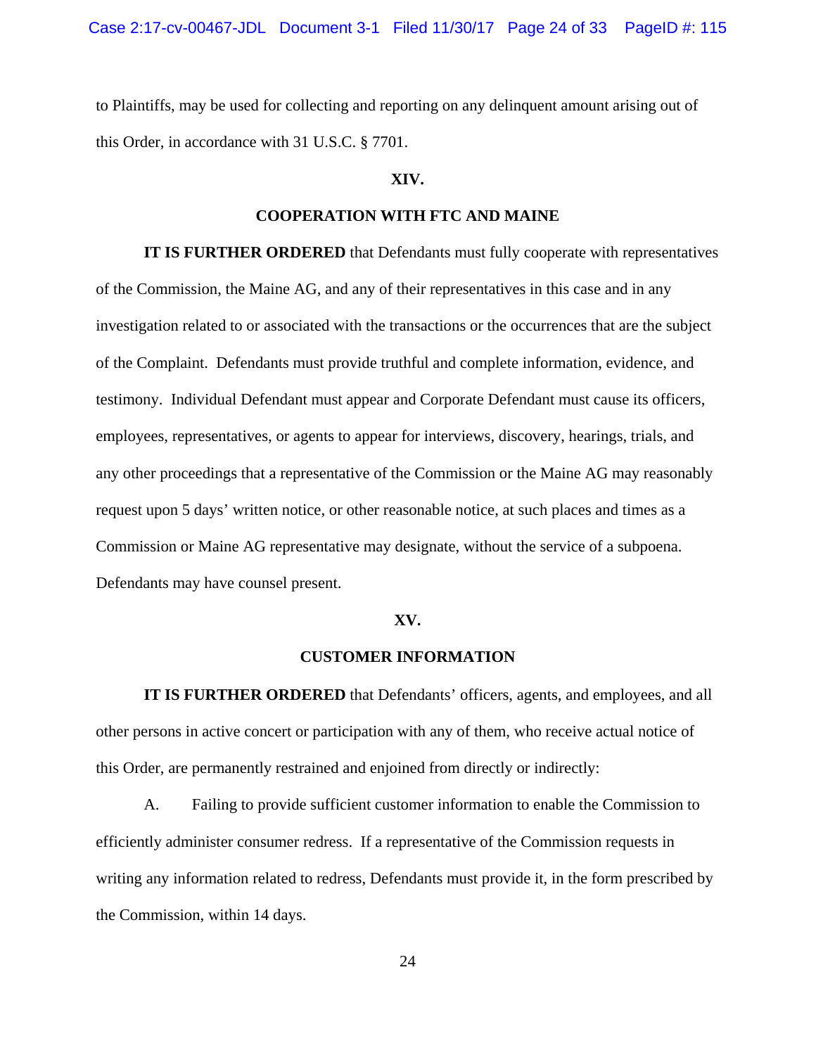to Plaintiffs, may be used for collecting and reporting on any delinquent amount arising out of this Order, in accordance with 31 U.S.C. § 7701.

## XIV.

## COOPERATION WITH FTC AND MAINE

**IT IS FURTHER ORDERED** that Defendants must fully cooperate with representatives of the Commission, the Maine AG, and any of their representatives in this case and in any investigation related to or associated with the transactions or the occurrences that are the subject of the Complaint. Defendants must provide truthful and complete information, evidence, and testimony. Individual Defendant must appear and Corporate Defendant must cause its officers, employees, representatives, or agents to appear for interviews, discovery, hearings, trials, and any other proceedings that a representative of the Commission or the Maine AG may reasonably request upon 5 days' written notice, or other reasonable notice, at such places and times as a Commission or Maine AG representative may designate, without the service of a subpoena. Defendants may have counsel present.

## XV.

## CUSTOMER INFORMATION

**IT IS FURTHER ORDERED** that Defendants' officers, agents, and employees, and all other persons in active concert or participation with any of them, who receive actual notice of this Order, are permanently restrained and enjoined from directly or indirectly:

A. Failing to provide sufficient customer information to enable the Commission to efficiently administer consumer redress. If a representative of the Commission requests in writing any information related to redress, Defendants must provide it, in the form prescribed by the Commission, within 14 days.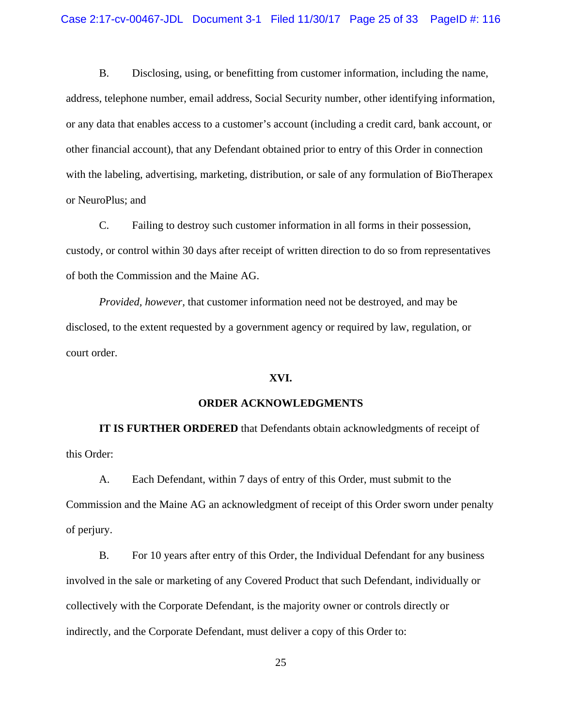B. Disclosing, using, or benefitting from customer information, including the name, address, telephone number, email address, Social Security number, other identifying information, or any data that enables access to a customer's account (including a credit card, bank account, or other financial account), that any Defendant obtained prior to entry of this Order in connection with the labeling, advertising, marketing, distribution, or sale of any formulation of BioTherapex or NeuroPlus; and

C. Failing to destroy such customer information in all forms in their possession, custody, or control within 30 days after receipt of written direction to do so from representatives of both the Commission and the Maine AG.

*Provided, however,* that customer information need not be destroyed, and may be disclosed, to the extent requested by a government agency or required by law, regulation, or court order.

## XVI.

## ORDER ACKNOWLEDGMENTS

**IT IS FURTHER ORDERED** that Defendants obtain acknowledgments of receipt of this Order:

A. Each Defendant, within 7 days of entry of this Order, must submit to the Commission and the Maine AG an acknowledgment of receipt of this Order sworn under penalty of perjury.

B. For 10 years after entry of this Order, the Individual Defendant for any business involved in the sale or marketing of any Covered Product that such Defendant, individually or collectively with the Corporate Defendant, is the majority owner or controls directly or indirectly, and the Corporate Defendant, must deliver a copy of this Order to: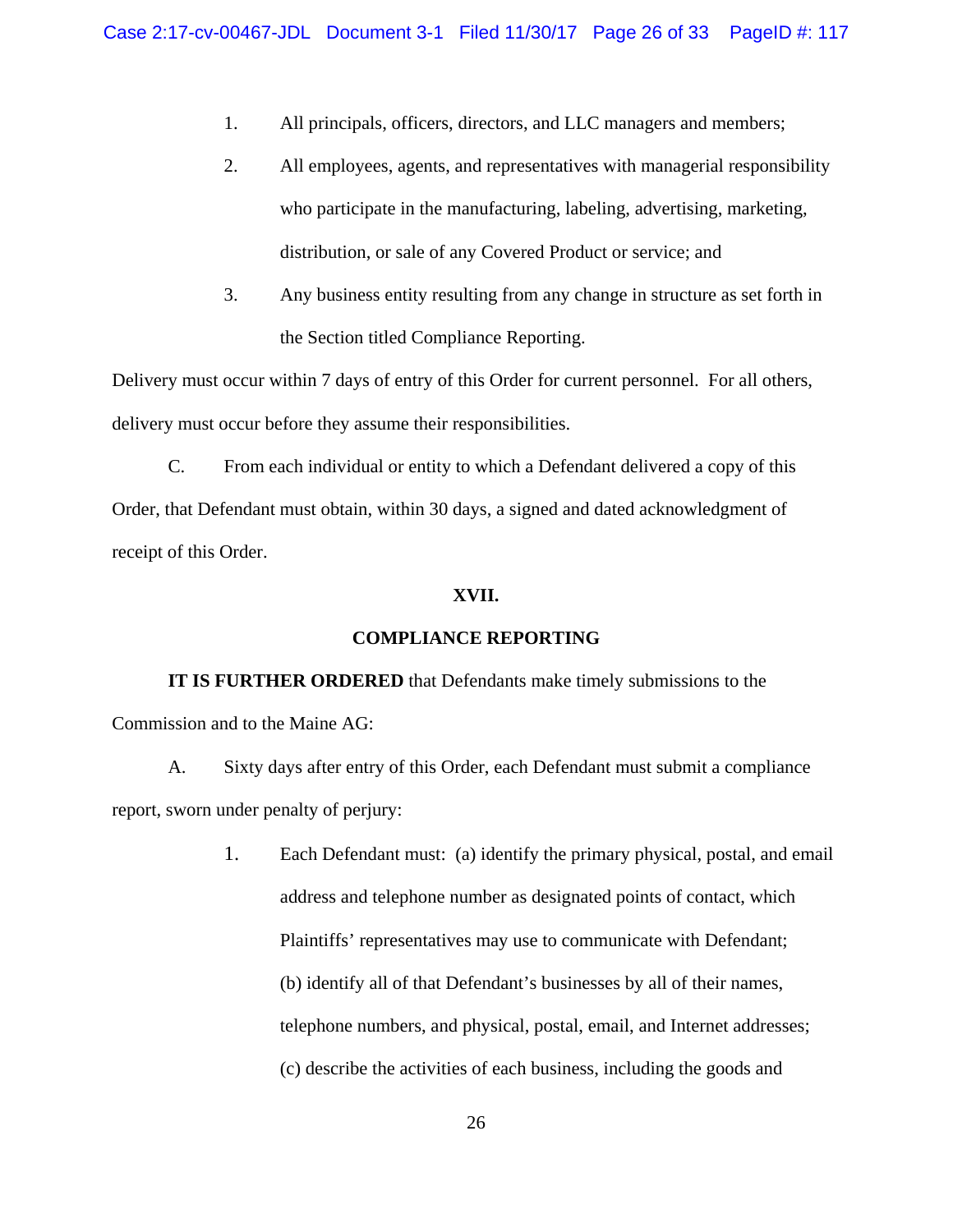1. All principals, officers, directors, and LLC managers and members;
2. All employees, agents, and representatives with managerial responsibility who participate in the manufacturing, labeling, advertising, marketing, distribution, or sale of any Covered Product or service; and
3. Any business entity resulting from any change in structure as set forth in the Section titled Compliance Reporting.

Delivery must occur within 7 days of entry of this Order for current personnel. For all others, delivery must occur before they assume their responsibilities.

C. From each individual or entity to which a Defendant delivered a copy of this Order, that Defendant must obtain, within 30 days, a signed and dated acknowledgment of receipt of this Order.

## XVII.

## COMPLIANCE REPORTING

**IT IS FURTHER ORDERED** that Defendants make timely submissions to the Commission and to the Maine AG:

A. Sixty days after entry of this Order, each Defendant must submit a compliance report, sworn under penalty of perjury:

1. Each Defendant must: (a) identify the primary physical, postal, and email address and telephone number as designated points of contact, which Plaintiffs' representatives may use to communicate with Defendant; (b) identify all of that Defendant's businesses by all of their names, telephone numbers, and physical, postal, email, and Internet addresses; (c) describe the activities of each business, including the goods and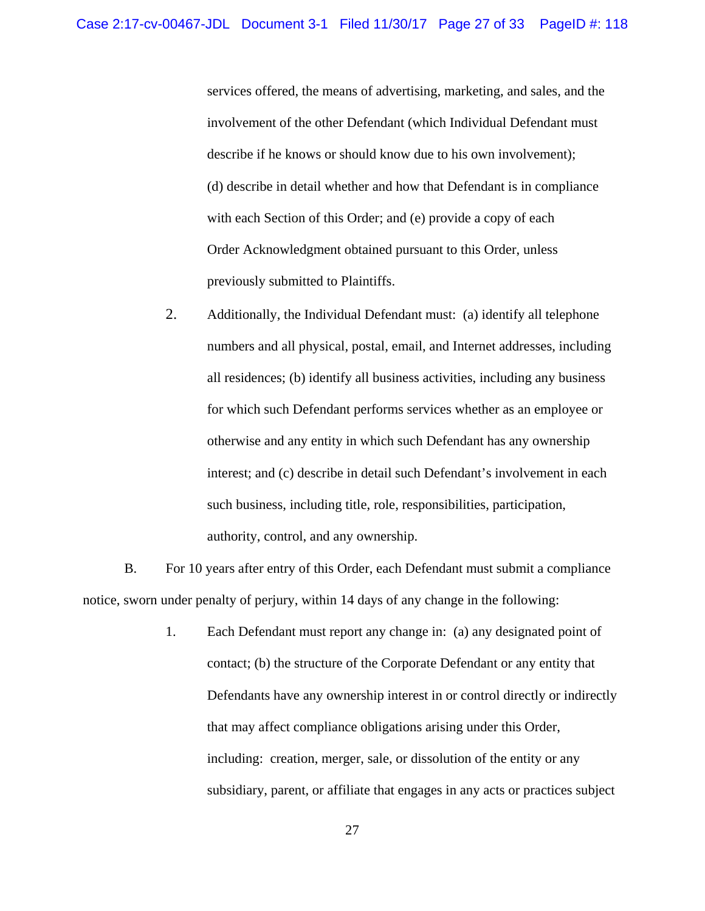services offered, the means of advertising, marketing, and sales, and the involvement of the other Defendant (which Individual Defendant must describe if he knows or should know due to his own involvement); (d) describe in detail whether and how that Defendant is in compliance with each Section of this Order; and (e) provide a copy of each Order Acknowledgment obtained pursuant to this Order, unless previously submitted to Plaintiffs.

2. Additionally, the Individual Defendant must: (a) identify all telephone numbers and all physical, postal, email, and Internet addresses, including all residences; (b) identify all business activities, including any business for which such Defendant performs services whether as an employee or otherwise and any entity in which such Defendant has any ownership interest; and (c) describe in detail such Defendant's involvement in each such business, including title, role, responsibilities, participation, authority, control, and any ownership.

B. For 10 years after entry of this Order, each Defendant must submit a compliance notice, sworn under penalty of perjury, within 14 days of any change in the following:

1. Each Defendant must report any change in: (a) any designated point of contact; (b) the structure of the Corporate Defendant or any entity that Defendants have any ownership interest in or control directly or indirectly that may affect compliance obligations arising under this Order, including: creation, merger, sale, or dissolution of the entity or any subsidiary, parent, or affiliate that engages in any acts or practices subject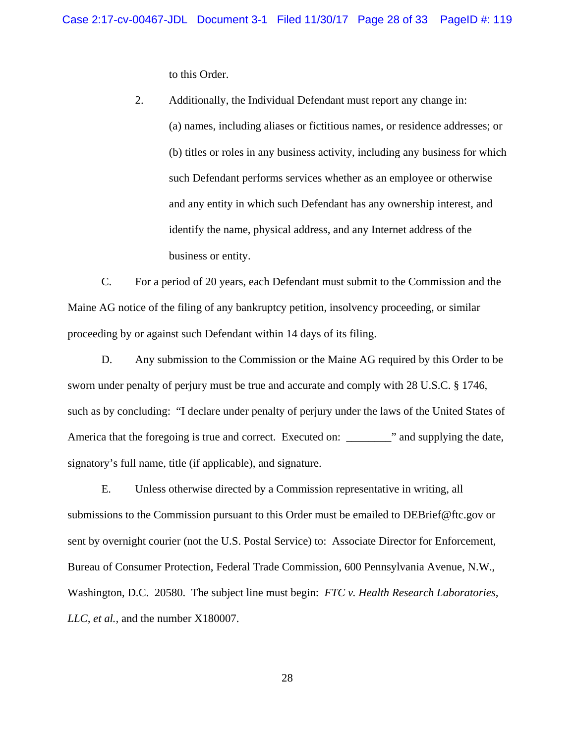to this Order.

2. Additionally, the Individual Defendant must report any change in: (a) names, including aliases or fictitious names, or residence addresses; or (b) titles or roles in any business activity, including any business for which such Defendant performs services whether as an employee or otherwise and any entity in which such Defendant has any ownership interest, and identify the name, physical address, and any Internet address of the business or entity.

C. For a period of 20 years, each Defendant must submit to the Commission and the Maine AG notice of the filing of any bankruptcy petition, insolvency proceeding, or similar proceeding by or against such Defendant within 14 days of its filing.

D. Any submission to the Commission or the Maine AG required by this Order to be sworn under penalty of perjury must be true and accurate and comply with 28 U.S.C. § 1746, such as by concluding: "I declare under penalty of perjury under the laws of the United States of America that the foregoing is true and correct. Executed on: ________" and supplying the date, signatory's full name, title (if applicable), and signature.

E. Unless otherwise directed by a Commission representative in writing, all submissions to the Commission pursuant to this Order must be emailed to DEBrief@ftc.gov or sent by overnight courier (not the U.S. Postal Service) to: Associate Director for Enforcement, Bureau of Consumer Protection, Federal Trade Commission, 600 Pennsylvania Avenue, N.W., Washington, D.C. 20580. The subject line must begin: *FTC v. Health Research Laboratories, LLC, et al.*, and the number X180007.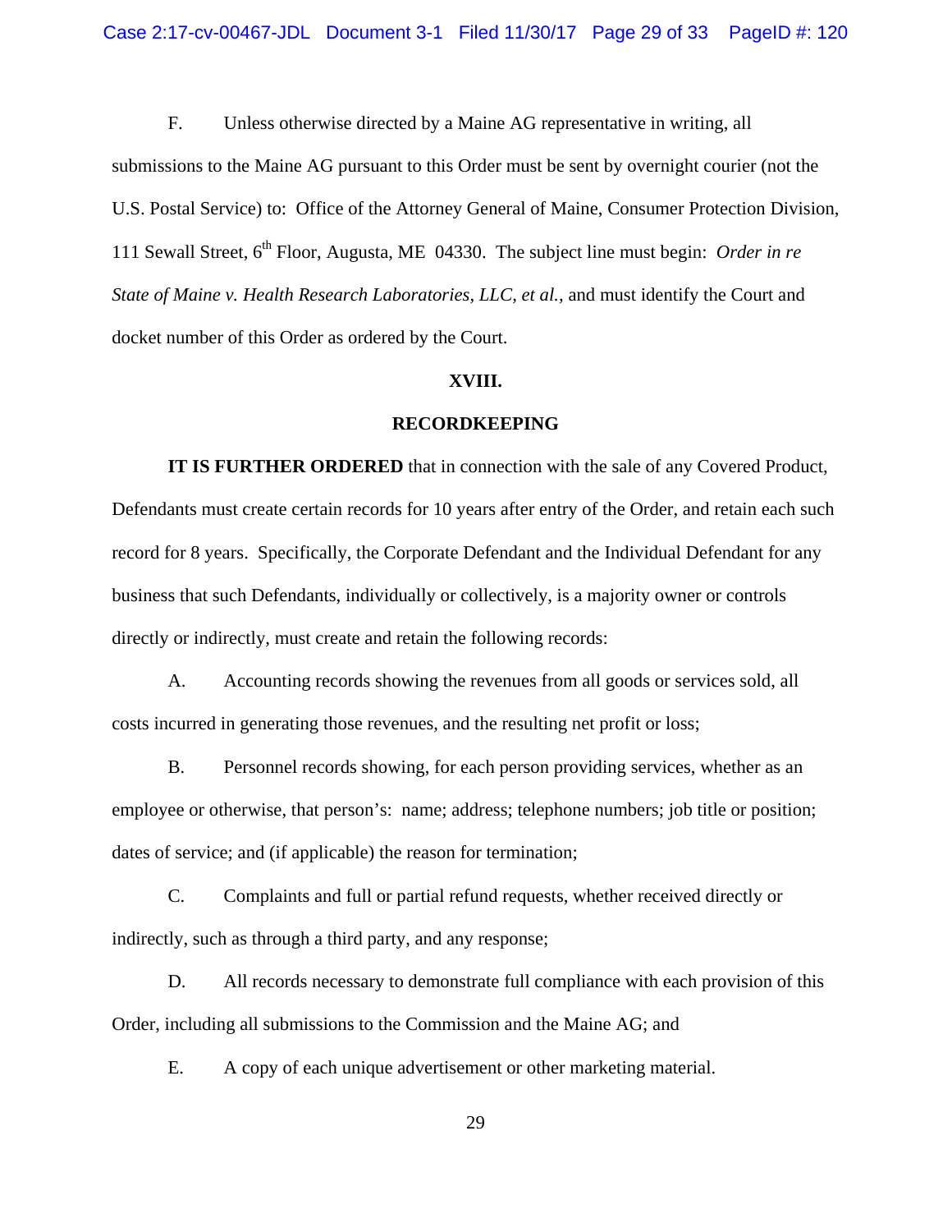F. Unless otherwise directed by a Maine AG representative in writing, all submissions to the Maine AG pursuant to this Order must be sent by overnight courier (not the U.S. Postal Service) to: Office of the Attorney General of Maine, Consumer Protection Division, 111 Sewall Street, 6th Floor, Augusta, ME 04330. The subject line must begin: *Order in re State of Maine v. Health Research Laboratories, LLC, et al.*, and must identify the Court and docket number of this Order as ordered by the Court.

## XVIII.

## RECORDKEEPING

**IT IS FURTHER ORDERED** that in connection with the sale of any Covered Product, Defendants must create certain records for 10 years after entry of the Order, and retain each such record for 8 years. Specifically, the Corporate Defendant and the Individual Defendant for any business that such Defendants, individually or collectively, is a majority owner or controls directly or indirectly, must create and retain the following records:

A. Accounting records showing the revenues from all goods or services sold, all costs incurred in generating those revenues, and the resulting net profit or loss;

B. Personnel records showing, for each person providing services, whether as an employee or otherwise, that person's: name; address; telephone numbers; job title or position; dates of service; and (if applicable) the reason for termination;

C. Complaints and full or partial refund requests, whether received directly or indirectly, such as through a third party, and any response;

D. All records necessary to demonstrate full compliance with each provision of this Order, including all submissions to the Commission and the Maine AG; and

E. A copy of each unique advertisement or other marketing material.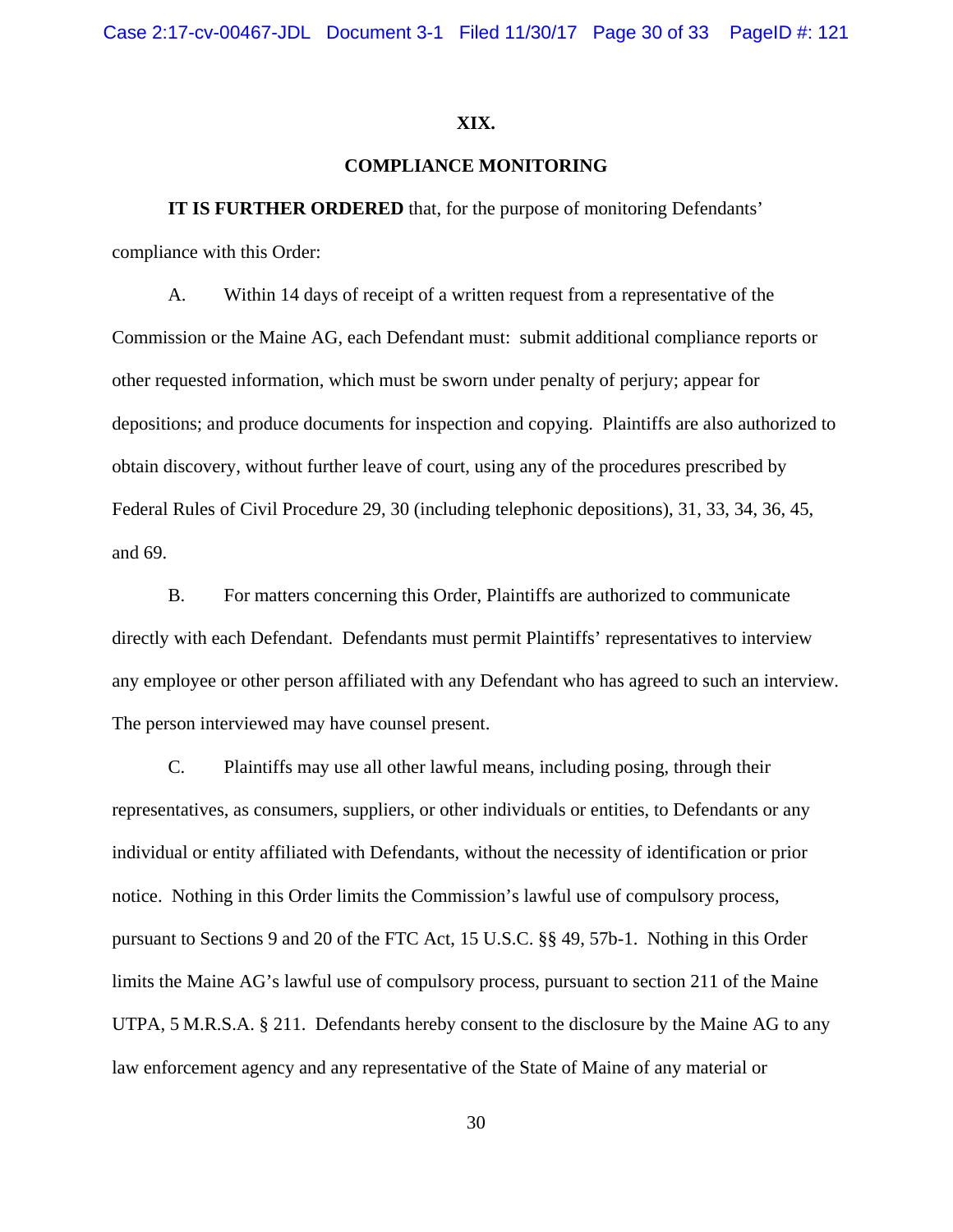## XIX.

## COMPLIANCE MONITORING

**IT IS FURTHER ORDERED** that, for the purpose of monitoring Defendants' compliance with this Order:

A. Within 14 days of receipt of a written request from a representative of the Commission or the Maine AG, each Defendant must: submit additional compliance reports or other requested information, which must be sworn under penalty of perjury; appear for depositions; and produce documents for inspection and copying. Plaintiffs are also authorized to obtain discovery, without further leave of court, using any of the procedures prescribed by Federal Rules of Civil Procedure 29, 30 (including telephonic depositions), 31, 33, 34, 36, 45, and 69.

B. For matters concerning this Order, Plaintiffs are authorized to communicate directly with each Defendant. Defendants must permit Plaintiffs' representatives to interview any employee or other person affiliated with any Defendant who has agreed to such an interview. The person interviewed may have counsel present.

C. Plaintiffs may use all other lawful means, including posing, through their representatives, as consumers, suppliers, or other individuals or entities, to Defendants or any individual or entity affiliated with Defendants, without the necessity of identification or prior notice. Nothing in this Order limits the Commission's lawful use of compulsory process, pursuant to Sections 9 and 20 of the FTC Act, 15 U.S.C. §§ 49, 57b-1. Nothing in this Order limits the Maine AG's lawful use of compulsory process, pursuant to section 211 of the Maine UTPA, 5 M.R.S.A. § 211. Defendants hereby consent to the disclosure by the Maine AG to any law enforcement agency and any representative of the State of Maine of any material or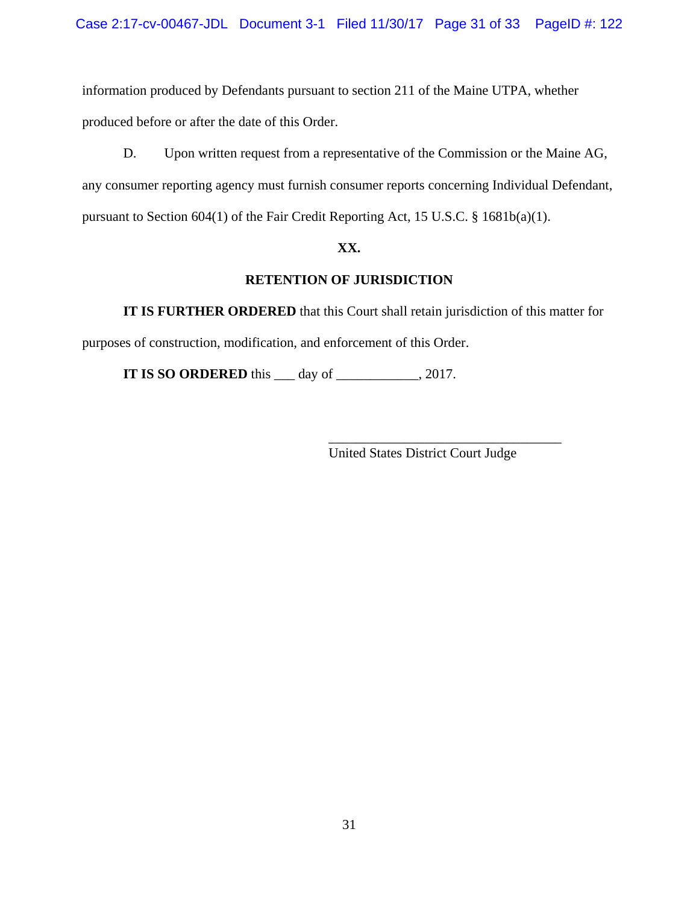information produced by Defendants pursuant to section 211 of the Maine UTPA, whether produced before or after the date of this Order.

D. Upon written request from a representative of the Commission or the Maine AG, any consumer reporting agency must furnish consumer reports concerning Individual Defendant, pursuant to Section 604(1) of the Fair Credit Reporting Act, 15 U.S.C. § 1681b(a)(1).

**XX.**

**RETENTION OF JURISDICTION**

**IT IS FURTHER ORDERED** that this Court shall retain jurisdiction of this matter for purposes of construction, modification, and enforcement of this Order.

**IT IS SO ORDERED** this ___ day of ____________, 2017.

___________________________________
United States District Court Judge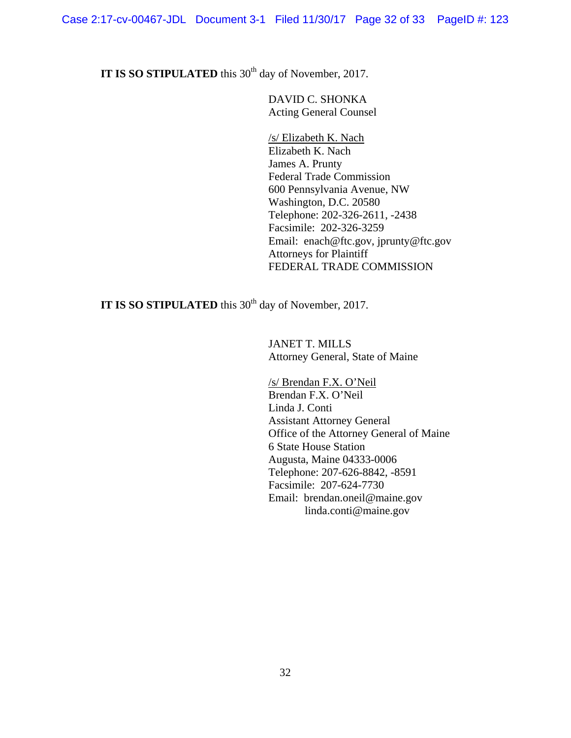**IT IS SO STIPULATED** this 30th day of November, 2017.

DAVID C. SHONKA
Acting General Counsel

/s/ Elizabeth K. Nach
Elizabeth K. Nach
James A. Prunty
Federal Trade Commission
600 Pennsylvania Avenue, NW
Washington, D.C. 20580
Telephone: 202-326-2611, -2438
Facsimile: 202-326-3259
Email: enach@ftc.gov, jprunty@ftc.gov
Attorneys for Plaintiff
FEDERAL TRADE COMMISSION

**IT IS SO STIPULATED** this 30th day of November, 2017.

JANET T. MILLS
Attorney General, State of Maine

/s/ Brendan F.X. O'Neil
Brendan F.X. O'Neil
Linda J. Conti
Assistant Attorney General
Office of the Attorney General of Maine
6 State House Station
Augusta, Maine 04333-0006
Telephone: 207-626-8842, -8591
Facsimile: 207-624-7730
Email: brendan.oneil@maine.gov
linda.conti@maine.gov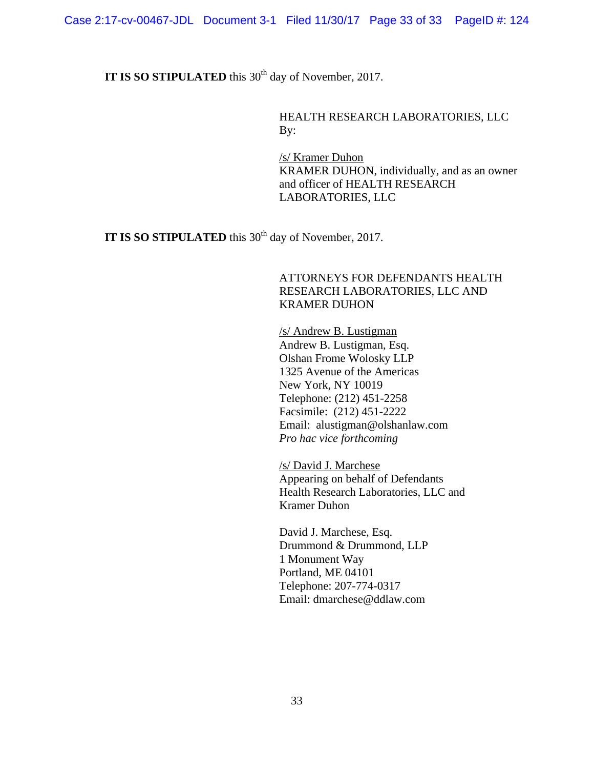**IT IS SO STIPULATED** this 30th day of November, 2017.

HEALTH RESEARCH LABORATORIES, LLC
By:

/s/ Kramer Duhon
KRAMER DUHON, individually, and as an owner and officer of HEALTH RESEARCH LABORATORIES, LLC

**IT IS SO STIPULATED** this 30th day of November, 2017.

ATTORNEYS FOR DEFENDANTS HEALTH RESEARCH LABORATORIES, LLC AND KRAMER DUHON

/s/ Andrew B. Lustigman
Andrew B. Lustigman, Esq.
Olshan Frome Wolosky LLP
1325 Avenue of the Americas
New York, NY 10019
Telephone: (212) 451-2258
Facsimile: (212) 451-2222
Email: alustigman@olshanlaw.com
*Pro hac vice forthcoming*

/s/ David J. Marchese
Appearing on behalf of Defendants Health Research Laboratories, LLC and Kramer Duhon

David J. Marchese, Esq.
Drummond & Drummond, LLP
1 Monument Way
Portland, ME 04101
Telephone: 207-774-0317
Email: dmarchese@ddlaw.com